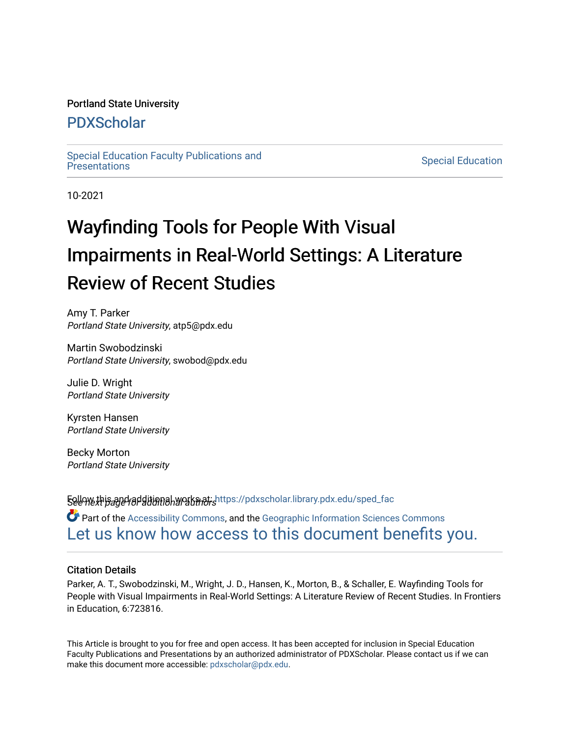Portland State University

# PDXScholar

Special Education Faculty Publications and Presentations

Special Education

10-2021

# Wayfinding Tools for People With Visual Impairments in Real-World Settings: A Literature Review of Recent Studies

Amy T. Parker
*Portland State University*, atp5@pdx.edu

Martin Swobodzinski
*Portland State University*, swobod@pdx.edu

Julie D. Wright
*Portland State University*

Kyrsten Hansen
*Portland State University*

Becky Morton
*Portland State University*

*See next page for additional authors*

Follow this and additional works at: https://pdxscholar.library.pdx.edu/sped_fac

Part of the Accessibility Commons, and the Geographic Information Sciences Commons

Let us know how access to this document benefits you.

### Citation Details

Parker, A. T., Swobodzinski, M., Wright, J. D., Hansen, K., Morton, B., & Schaller, E. Wayfinding Tools for People with Visual Impairments in Real-World Settings: A Literature Review of Recent Studies. In Frontiers in Education, 6:723816.

This Article is brought to you for free and open access. It has been accepted for inclusion in Special Education Faculty Publications and Presentations by an authorized administrator of PDXScholar. Please contact us if we can make this document more accessible: pdxscholar@pdx.edu.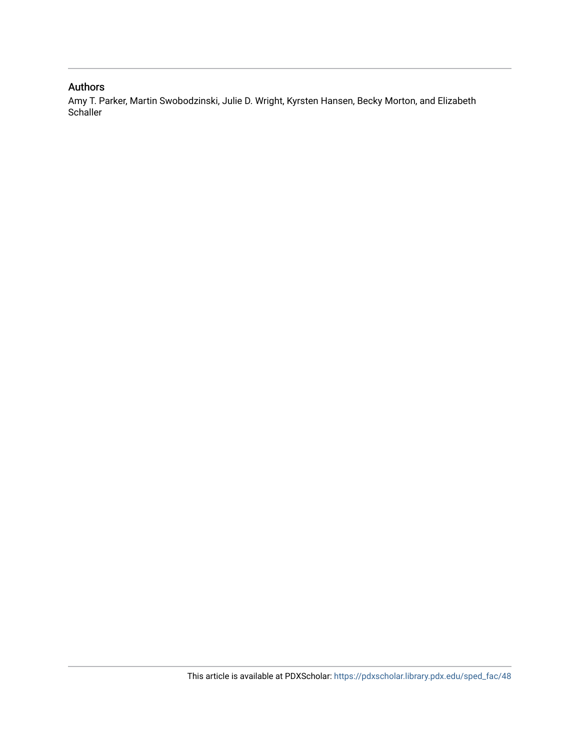## Authors

Amy T. Parker, Martin Swobodzinski, Julie D. Wright, Kyrsten Hansen, Becky Morton, and Elizabeth Schaller

This article is available at PDXScholar: https://pdxscholar.library.pdx.edu/sped_fac/48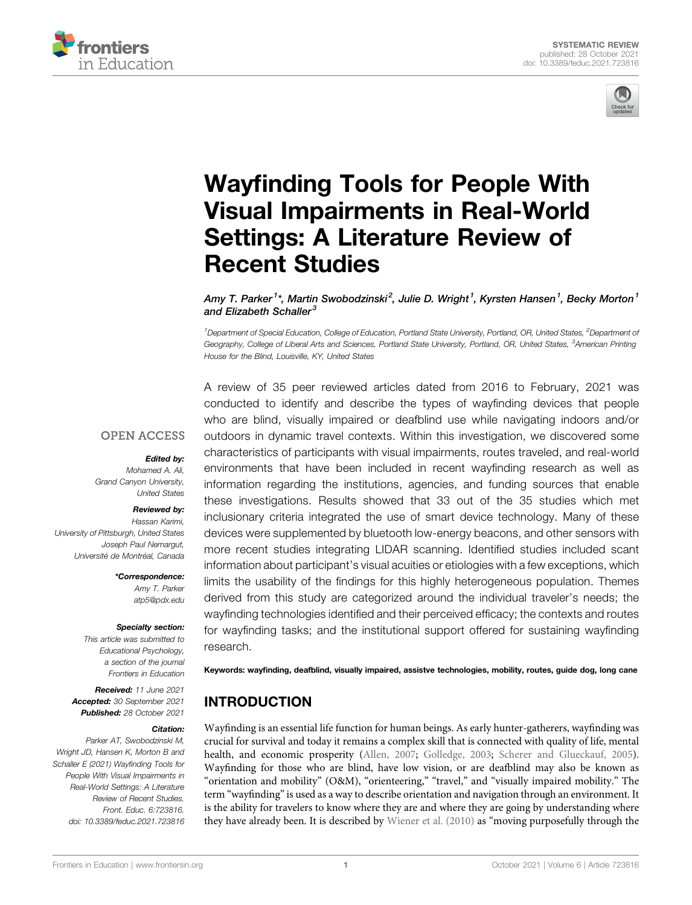# Wayfinding Tools for People With Visual Impairments in Real-World Settings: A Literature Review of Recent Studies

*Amy T. Parker[1]\*, Martin Swobodzinski[2], Julie D. Wright[1], Kyrsten Hansen[1], Becky Morton[1] and Elizabeth Schaller[3]*

[1]Department of Special Education, College of Education, Portland State University, Portland, OR, United States, [2]Department of Geography, College of Liberal Arts and Sciences, Portland State University, Portland, OR, United States, [3]American Printing House for the Blind, Louisville, KY, United States

OPEN ACCESS

***Edited by:***
*Mohamed A. Ali,*
*Grand Canyon University,*
*United States*

***Reviewed by:***
*Hassan Karimi,*
*University of Pittsburgh, United States*
*Joseph Paul Nemargut,*
*Université de Montréal, Canada*

***\*Correspondence:***
*Amy T. Parker*
*atp5@pdx.edu*

***Specialty section:***
*This article was submitted to Educational Psychology, a section of the journal Frontiers in Education*

***Received:*** *11 June 2021*
***Accepted:*** *30 September 2021*
***Published:*** *28 October 2021*

***Citation:***
*Parker AT, Swobodzinski M, Wright JD, Hansen K, Morton B and Schaller E (2021) Wayfinding Tools for People With Visual Impairments in Real-World Settings: A Literature Review of Recent Studies. Front. Educ. 6:723816. doi: 10.3389/feduc.2021.723816*

A review of 35 peer reviewed articles dated from 2016 to February, 2021 was conducted to identify and describe the types of wayfinding devices that people who are blind, visually impaired or deafblind use while navigating indoors and/or outdoors in dynamic travel contexts. Within this investigation, we discovered some characteristics of participants with visual impairments, routes traveled, and real-world environments that have been included in recent wayfinding research as well as information regarding the institutions, agencies, and funding sources that enable these investigations. Results showed that 33 out of the 35 studies which met inclusionary criteria integrated the use of smart device technology. Many of these devices were supplemented by bluetooth low-energy beacons, and other sensors with more recent studies integrating LIDAR scanning. Identified studies included scant information about participant's visual acuities or etiologies with a few exceptions, which limits the usability of the findings for this highly heterogeneous population. Themes derived from this study are categorized around the individual traveler's needs; the wayfinding technologies identified and their perceived efficacy; the contexts and routes for wayfinding tasks; and the institutional support offered for sustaining wayfinding research.

**Keywords: wayfinding, deafblind, visually impaired, assistve technologies, mobility, routes, guide dog, long cane**

## INTRODUCTION

Wayfinding is an essential life function for human beings. As early hunter-gatherers, wayfinding was crucial for survival and today it remains a complex skill that is connected with quality of life, mental health, and economic prosperity (Allen, 2007; Golledge, 2003; Scherer and Glueckauf, 2005). Wayfinding for those who are blind, have low vision, or are deafblind may also be known as "orientation and mobility" (O&M), "orienteering," "travel," and "visually impaired mobility." The term "wayfinding" is used as a way to describe orientation and navigation through an environment. It is the ability for travelers to know where they are and where they are going by understanding where they have already been. It is described by Wiener et al. (2010) as "moving purposefully through the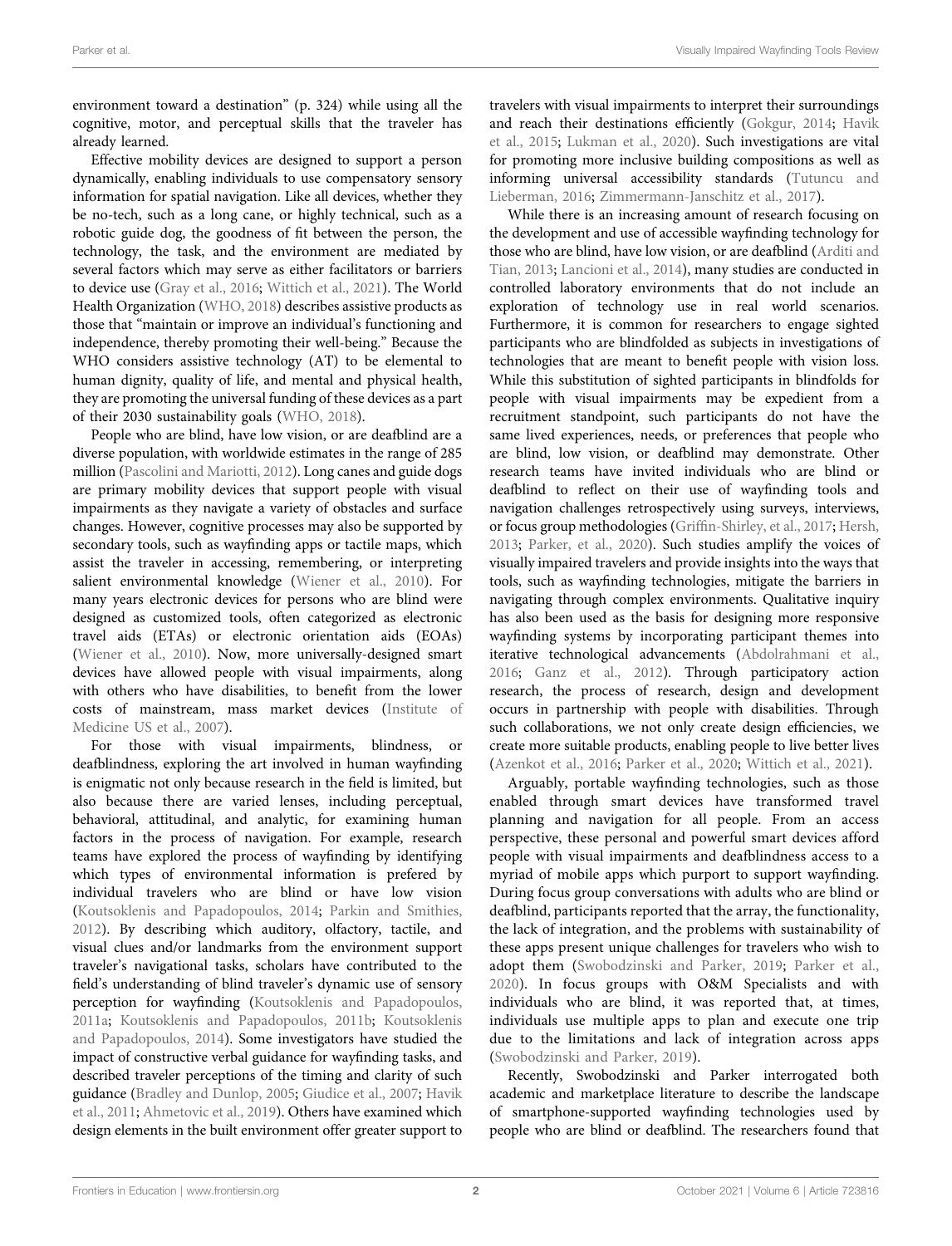environment toward a destination" (p. 324) while using all the cognitive, motor, and perceptual skills that the traveler has already learned.

Effective mobility devices are designed to support a person dynamically, enabling individuals to use compensatory sensory information for spatial navigation. Like all devices, whether they be no-tech, such as a long cane, or highly technical, such as a robotic guide dog, the goodness of fit between the person, the technology, the task, and the environment are mediated by several factors which may serve as either facilitators or barriers to device use (Gray et al., 2016; Wittich et al., 2021). The World Health Organization (WHO, 2018) describes assistive products as those that "maintain or improve an individual's functioning and independence, thereby promoting their well-being." Because the WHO considers assistive technology (AT) to be elemental to human dignity, quality of life, and mental and physical health, they are promoting the universal funding of these devices as a part of their 2030 sustainability goals (WHO, 2018).

People who are blind, have low vision, or are deafblind are a diverse population, with worldwide estimates in the range of 285 million (Pascolini and Mariotti, 2012). Long canes and guide dogs are primary mobility devices that support people with visual impairments as they navigate a variety of obstacles and surface changes. However, cognitive processes may also be supported by secondary tools, such as wayfinding apps or tactile maps, which assist the traveler in accessing, remembering, or interpreting salient environmental knowledge (Wiener et al., 2010). For many years electronic devices for persons who are blind were designed as customized tools, often categorized as electronic travel aids (ETAs) or electronic orientation aids (EOAs) (Wiener et al., 2010). Now, more universally-designed smart devices have allowed people with visual impairments, along with others who have disabilities, to benefit from the lower costs of mainstream, mass market devices (Institute of Medicine US et al., 2007).

For those with visual impairments, blindness, or deafblindness, exploring the art involved in human wayfinding is enigmatic not only because research in the field is limited, but also because there are varied lenses, including perceptual, behavioral, attitudinal, and analytic, for examining human factors in the process of navigation. For example, research teams have explored the process of wayfinding by identifying which types of environmental information is prefered by individual travelers who are blind or have low vision (Koutsoklenis and Papadopoulos, 2014; Parkin and Smithies, 2012). By describing which auditory, olfactory, tactile, and visual clues and/or landmarks from the environment support traveler's navigational tasks, scholars have contributed to the field's understanding of blind traveler's dynamic use of sensory perception for wayfinding (Koutsoklenis and Papadopoulos, 2011a; Koutsoklenis and Papadopoulos, 2011b; Koutsoklenis and Papadopoulos, 2014). Some investigators have studied the impact of constructive verbal guidance for wayfinding tasks, and described traveler perceptions of the timing and clarity of such guidance (Bradley and Dunlop, 2005; Giudice et al., 2007; Havik et al., 2011; Ahmetovic et al., 2019). Others have examined which design elements in the built environment offer greater support to travelers with visual impairments to interpret their surroundings and reach their destinations efficiently (Gokgur, 2014; Havik et al., 2015; Lukman et al., 2020). Such investigations are vital for promoting more inclusive building compositions as well as informing universal accessibility standards (Tutuncu and Lieberman, 2016; Zimmermann-Janschitz et al., 2017).

While there is an increasing amount of research focusing on the development and use of accessible wayfinding technology for those who are blind, have low vision, or are deafblind (Arditi and Tian, 2013; Lancioni et al., 2014), many studies are conducted in controlled laboratory environments that do not include an exploration of technology use in real world scenarios. Furthermore, it is common for researchers to engage sighted participants who are blindfolded as subjects in investigations of technologies that are meant to benefit people with vision loss. While this substitution of sighted participants in blindfolds for people with visual impairments may be expedient from a recruitment standpoint, such participants do not have the same lived experiences, needs, or preferences that people who are blind, low vision, or deafblind may demonstrate. Other research teams have invited individuals who are blind or deafblind to reflect on their use of wayfinding tools and navigation challenges retrospectively using surveys, interviews, or focus group methodologies (Griffin-Shirley, et al., 2017; Hersh, 2013; Parker, et al., 2020). Such studies amplify the voices of visually impaired travelers and provide insights into the ways that tools, such as wayfinding technologies, mitigate the barriers in navigating through complex environments. Qualitative inquiry has also been used as the basis for designing more responsive wayfinding systems by incorporating participant themes into iterative technological advancements (Abdolrahmani et al., 2016; Ganz et al., 2012). Through participatory action research, the process of research, design and development occurs in partnership with people with disabilities. Through such collaborations, we not only create design efficiencies, we create more suitable products, enabling people to live better lives (Azenkot et al., 2016; Parker et al., 2020; Wittich et al., 2021).

Arguably, portable wayfinding technologies, such as those enabled through smart devices have transformed travel planning and navigation for all people. From an access perspective, these personal and powerful smart devices afford people with visual impairments and deafblindness access to a myriad of mobile apps which purport to support wayfinding. During focus group conversations with adults who are blind or deafblind, participants reported that the array, the functionality, the lack of integration, and the problems with sustainability of these apps present unique challenges for travelers who wish to adopt them (Swobodzinski and Parker, 2019; Parker et al., 2020). In focus groups with O&M Specialists and with individuals who are blind, it was reported that, at times, individuals use multiple apps to plan and execute one trip due to the limitations and lack of integration across apps (Swobodzinski and Parker, 2019).

Recently, Swobodzinski and Parker interrogated both academic and marketplace literature to describe the landscape of smartphone-supported wayfinding technologies used by people who are blind or deafblind. The researchers found that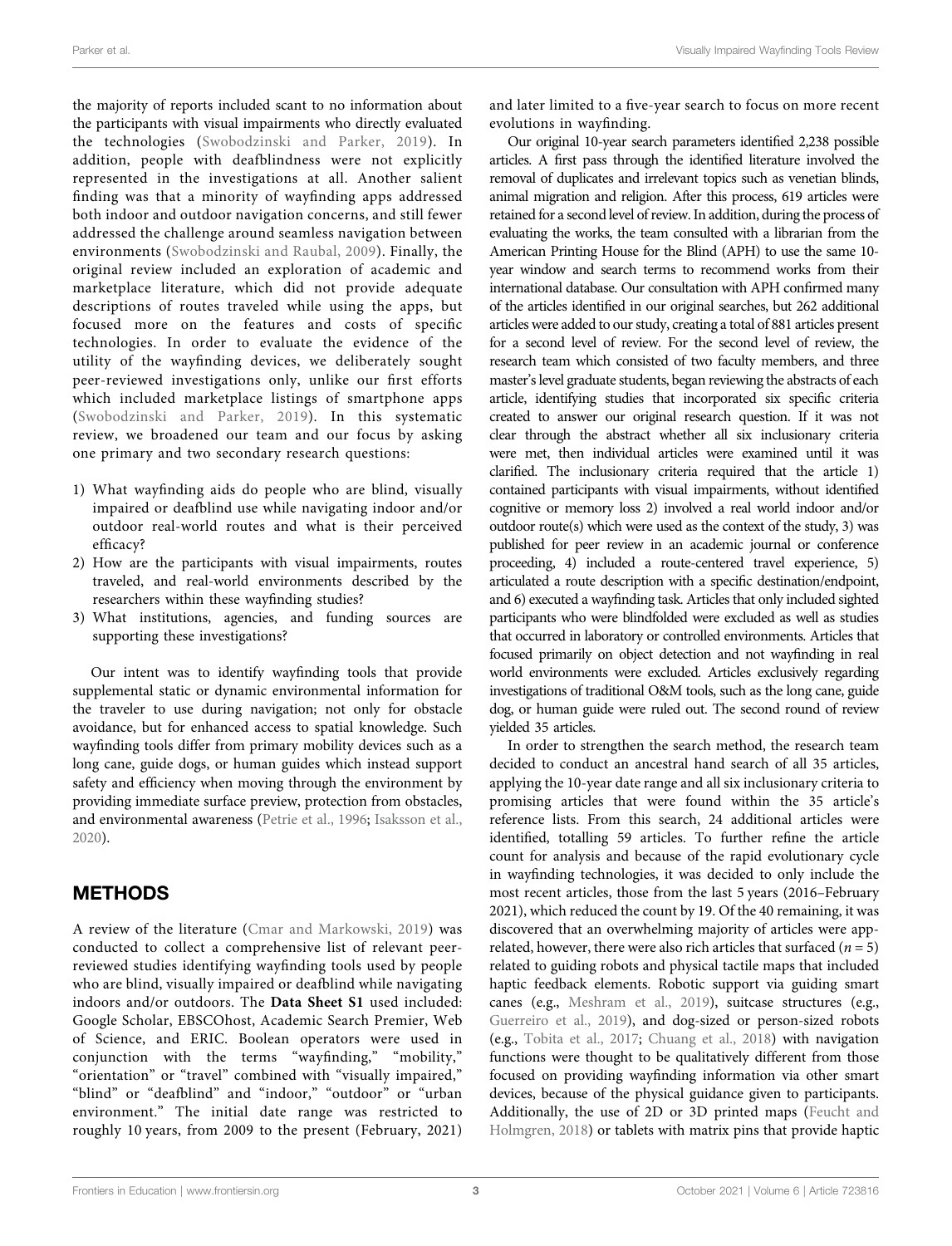the majority of reports included scant to no information about the participants with visual impairments who directly evaluated the technologies (Swobodzinski and Parker, 2019). In addition, people with deafblindness were not explicitly represented in the investigations at all. Another salient finding was that a minority of wayfinding apps addressed both indoor and outdoor navigation concerns, and still fewer addressed the challenge around seamless navigation between environments (Swobodzinski and Raubal, 2009). Finally, the original review included an exploration of academic and marketplace literature, which did not provide adequate descriptions of routes traveled while using the apps, but focused more on the features and costs of specific technologies. In order to evaluate the evidence of the utility of the wayfinding devices, we deliberately sought peer-reviewed investigations only, unlike our first efforts which included marketplace listings of smartphone apps (Swobodzinski and Parker, 2019). In this systematic review, we broadened our team and our focus by asking one primary and two secondary research questions:

1) What wayfinding aids do people who are blind, visually impaired or deafblind use while navigating indoor and/or outdoor real-world routes and what is their perceived efficacy?
2) How are the participants with visual impairments, routes traveled, and real-world environments described by the researchers within these wayfinding studies?
3) What institutions, agencies, and funding sources are supporting these investigations?

Our intent was to identify wayfinding tools that provide supplemental static or dynamic environmental information for the traveler to use during navigation; not only for obstacle avoidance, but for enhanced access to spatial knowledge. Such wayfinding tools differ from primary mobility devices such as a long cane, guide dogs, or human guides which instead support safety and efficiency when moving through the environment by providing immediate surface preview, protection from obstacles, and environmental awareness (Petrie et al., 1996; Isaksson et al., 2020).

## METHODS

A review of the literature (Cmar and Markowski, 2019) was conducted to collect a comprehensive list of relevant peer-reviewed studies identifying wayfinding tools used by people who are blind, visually impaired or deafblind while navigating indoors and/or outdoors. The **Data Sheet S1** used included: Google Scholar, EBSCOhost, Academic Search Premier, Web of Science, and ERIC. Boolean operators were used in conjunction with the terms "wayfinding," "mobility," "orientation" or "travel" combined with "visually impaired," "blind" or "deafblind" and "indoor," "outdoor" or "urban environment." The initial date range was restricted to roughly 10 years, from 2009 to the present (February, 2021) and later limited to a five-year search to focus on more recent evolutions in wayfinding.

Our original 10-year search parameters identified 2,238 possible articles. A first pass through the identified literature involved the removal of duplicates and irrelevant topics such as venetian blinds, animal migration and religion. After this process, 619 articles were retained for a second level of review. In addition, during the process of evaluating the works, the team consulted with a librarian from the American Printing House for the Blind (APH) to use the same 10-year window and search terms to recommend works from their international database. Our consultation with APH confirmed many of the articles identified in our original searches, but 262 additional articles were added to our study, creating a total of 881 articles present for a second level of review. For the second level of review, the research team which consisted of two faculty members, and three master's level graduate students, began reviewing the abstracts of each article, identifying studies that incorporated six specific criteria created to answer our original research question. If it was not clear through the abstract whether all six inclusionary criteria were met, then individual articles were examined until it was clarified. The inclusionary criteria required that the article 1) contained participants with visual impairments, without identified cognitive or memory loss 2) involved a real world indoor and/or outdoor route(s) which were used as the context of the study, 3) was published for peer review in an academic journal or conference proceeding, 4) included a route-centered travel experience, 5) articulated a route description with a specific destination/endpoint, and 6) executed a wayfinding task. Articles that only included sighted participants who were blindfolded were excluded as well as studies that occurred in laboratory or controlled environments. Articles that focused primarily on object detection and not wayfinding in real world environments were excluded. Articles exclusively regarding investigations of traditional O&M tools, such as the long cane, guide dog, or human guide were ruled out. The second round of review yielded 35 articles.

In order to strengthen the search method, the research team decided to conduct an ancestral hand search of all 35 articles, applying the 10-year date range and all six inclusionary criteria to promising articles that were found within the 35 article's reference lists. From this search, 24 additional articles were identified, totalling 59 articles. To further refine the article count for analysis and because of the rapid evolutionary cycle in wayfinding technologies, it was decided to only include the most recent articles, those from the last 5 years (2016–February 2021), which reduced the count by 19. Of the 40 remaining, it was discovered that an overwhelming majority of articles were app-related, however, there were also rich articles that surfaced ($n = 5$) related to guiding robots and physical tactile maps that included haptic feedback elements. Robotic support via guiding smart canes (e.g., Meshram et al., 2019), suitcase structures (e.g., Guerreiro et al., 2019), and dog-sized or person-sized robots (e.g., Tobita et al., 2017; Chuang et al., 2018) with navigation functions were thought to be qualitatively different from those focused on providing wayfinding information via other smart devices, because of the physical guidance given to participants. Additionally, the use of 2D or 3D printed maps (Feucht and Holmgren, 2018) or tablets with matrix pins that provide haptic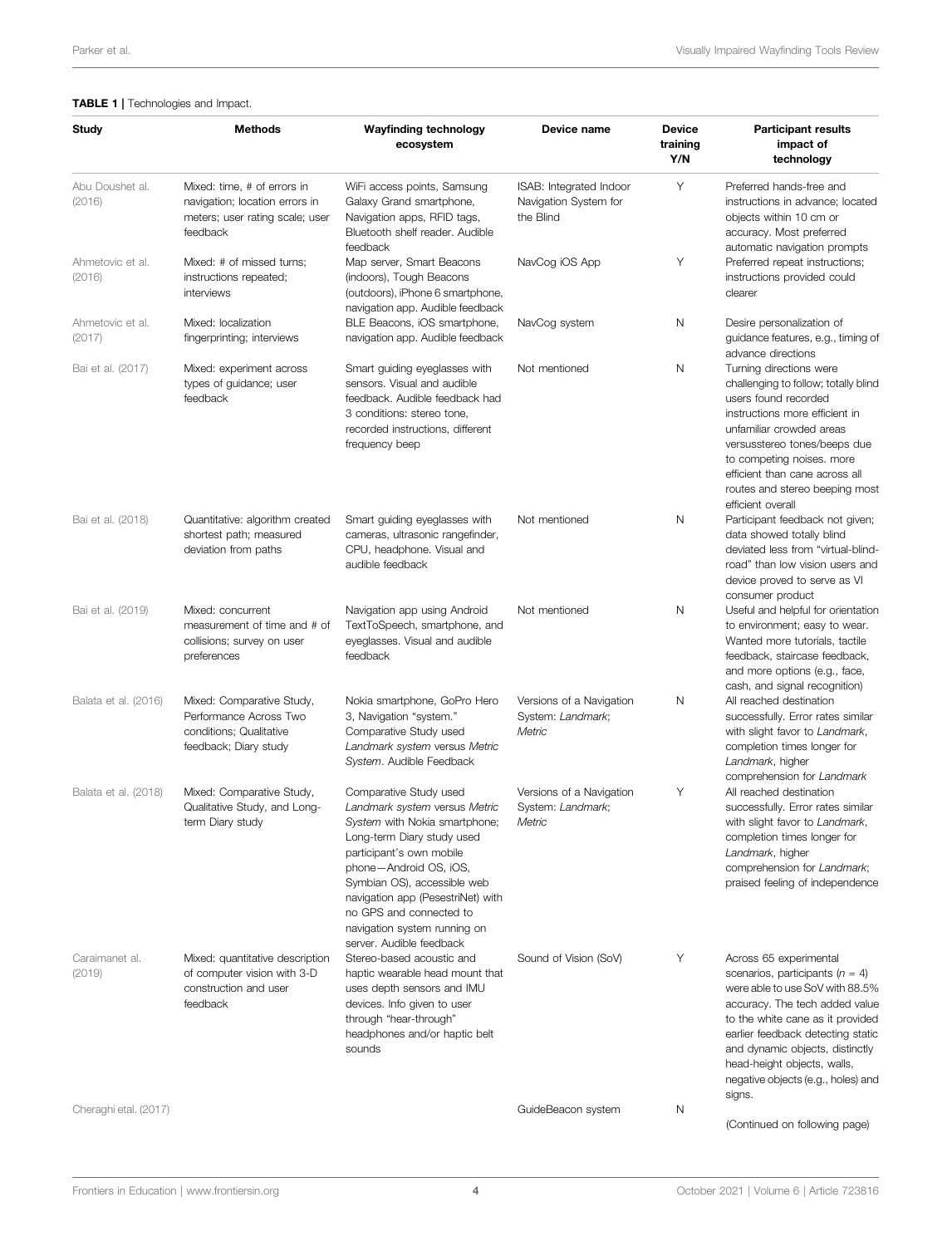**TABLE 1 |** Technologies and Impact.

| Study | Methods | Wayfinding technology ecosystem | Device name | Device training Y/N | Participant results impact of technology |
|---|---|---|---|---|---|
| Abu Doushet al. (2016) | Mixed: time, # of errors in navigation; location errors in meters; user rating scale; user feedback | WiFi access points, Samsung Galaxy Grand smartphone, Navigation apps, RFID tags, Bluetooth shelf reader. Audible feedback | ISAB: Integrated Indoor Navigation System for the Blind | Y | Preferred hands-free and instructions in advance; located objects within 10 cm or accuracy. Most preferred automatic navigation prompts |
| Ahmetovic et al. (2016) | Mixed: # of missed turns; instructions repeated; interviews | Map server, Smart Beacons (indoors), Tough Beacons (outdoors), iPhone 6 smartphone, navigation app. Audible feedback | NavCog iOS App | Y | Preferred repeat instructions; instructions provided could clearer |
| Ahmetovic et al. (2017) | Mixed: localization fingerprinting; interviews | BLE Beacons, iOS smartphone, navigation app. Audible feedback | NavCog system | N | Desire personalization of guidance features, e.g., timing of advance directions |
| Bai et al. (2017) | Mixed: experiment across types of guidance; user feedback | Smart guiding eyeglasses with sensors. Visual and audible feedback. Audible feedback had 3 conditions: stereo tone, recorded instructions, different frequency beep | Not mentioned | N | Turning directions were challenging to follow; totally blind users found recorded instructions more efficient in unfamiliar crowded areas versusstereo tones/beeps due to competing noises. more efficient than cane across all routes and stereo beeping most efficient overall |
| Bai et al. (2018) | Quantitative: algorithm created shortest path; measured deviation from paths | Smart guiding eyeglasses with cameras, ultrasonic rangefinder, CPU, headphone. Visual and audible feedback | Not mentioned | N | Participant feedback not given; data showed totally blind deviated less from "virtual-blind-road" than low vision users and device proved to serve as VI consumer product |
| Bai et al. (2019) | Mixed: concurrent measurement of time and # of collisions; survey on user preferences | Navigation app using Android TextToSpeech, smartphone, and eyeglasses. Visual and audible feedback | Not mentioned | N | Useful and helpful for orientation to environment; easy to wear. Wanted more tutorials, tactile feedback, staircase feedback, and more options (e.g., face, cash, and signal recognition) |
| Balata et al. (2016) | Mixed: Comparative Study, Performance Across Two conditions; Qualitative feedback; Diary study | Nokia smartphone, GoPro Hero 3, Navigation "system." Comparative Study used *Landmark system* versus *Metric System*. Audible Feedback | Versions of a Navigation System: *Landmark*; *Metric* | N | All reached destination successfully. Error rates similar with slight favor to *Landmark*, completion times longer for *Landmark*, higher comprehension for *Landmark* |
| Balata et al. (2018) | Mixed: Comparative Study, Qualitative Study, and Long-term Diary study | Comparative Study used *Landmark system* versus *Metric System* with Nokia smartphone; Long-term Diary study used participant's own mobile phone—Android OS, iOS, Symbian OS), accessible web navigation app (PesestriNet) with no GPS and connected to navigation system running on server. Audible feedback | Versions of a Navigation System: *Landmark*; *Metric* | Y | All reached destination successfully. Error rates similar with slight favor to *Landmark*, completion times longer for *Landmark*, higher comprehension for *Landmark*; praised feeling of independence |
| Caraimanet al. (2019) | Mixed: quantitative description of computer vision with 3-D construction and user feedback | Stereo-based acoustic and haptic wearable head mount that uses depth sensors and IMU devices. Info given to user through "hear-through" headphones and/or haptic belt sounds | Sound of Vision (SoV) | Y | Across 65 experimental scenarios, participants ($n$ = 4) were able to use SoV with 88.5% accuracy. The tech added value to the white cane as it provided earlier feedback detecting static and dynamic objects, distinctly head-height objects, walls, negative objects (e.g., holes) and signs. |
| Cheraghi etal. (2017) | | | GuideBeacon system | N | |

(Continued on following page)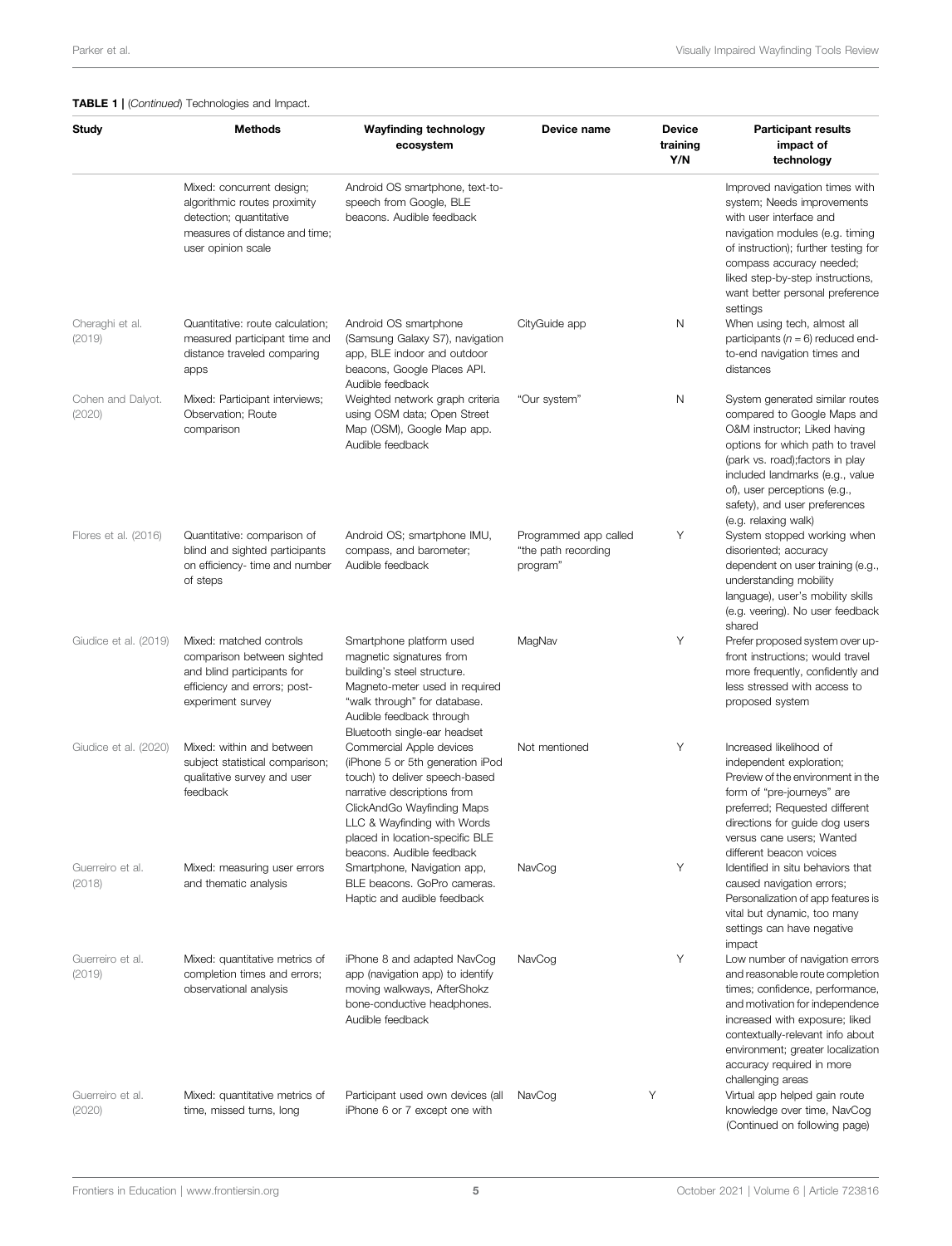**TABLE 1** | (*Continued*) Technologies and Impact.

| Study | Methods | Wayfinding technology ecosystem | Device name | Device training Y/N | Participant results impact of technology |
|---|---|---|---|---|---|
| | Mixed: concurrent design; algorithmic routes proximity detection; quantitative measures of distance and time; user opinion scale | Android OS smartphone, text-to-speech from Google, BLE beacons. Audible feedback | | | Improved navigation times with system; Needs improvements with user interface and navigation modules (e.g. timing of instruction); further testing for compass accuracy needed; liked step-by-step instructions, want better personal preference settings |
| Cheraghi et al. (2019) | Quantitative: route calculation; measured participant time and distance traveled comparing apps | Android OS smartphone (Samsung Galaxy S7), navigation app, BLE indoor and outdoor beacons, Google Places API. Audible feedback | CityGuide app | N | When using tech, almost all participants ($n = 6$) reduced end-to-end navigation times and distances |
| Cohen and Dalyot. (2020) | Mixed: Participant interviews; Observation; Route comparison | Weighted network graph criteria using OSM data; Open Street Map (OSM), Google Map app. Audible feedback | "Our system" | N | System generated similar routes compared to Google Maps and O&M instructor; Liked having options for which path to travel (park vs. road);factors in play included landmarks (e.g., value of), user perceptions (e.g., safety), and user preferences (e.g. relaxing walk) |
| Flores et al. (2016) | Quantitative: comparison of blind and sighted participants on efficiency- time and number of steps | Android OS; smartphone IMU, compass, and barometer; Audible feedback | Programmed app called "the path recording program" | Y | System stopped working when disoriented; accuracy dependent on user training (e.g., understanding mobility language), user's mobility skills (e.g. veering). No user feedback shared |
| Giudice et al. (2019) | Mixed: matched controls comparison between sighted and blind participants for efficiency and errors; post-experiment survey | Smartphone platform used magnetic signatures from building's steel structure. Magneto-meter used in required "walk through" for database. Audible feedback through Bluetooth single-ear headset | MagNav | Y | Prefer proposed system over up-front instructions; would travel more frequently, confidently and less stressed with access to proposed system |
| Giudice et al. (2020) | Mixed: within and between subject statistical comparison; qualitative survey and user feedback | Commercial Apple devices (iPhone 5 or 5th generation iPod touch) to deliver speech-based narrative descriptions from ClickAndGo Wayfinding Maps LLC & Wayfinding with Words placed in location-specific BLE beacons. Audible feedback | Not mentioned | Y | Increased likelihood of independent exploration; Preview of the environment in the form of "pre-journeys" are preferred; Requested different directions for guide dog users versus cane users; Wanted different beacon voices |
| Guerreiro et al. (2018) | Mixed: measuring user errors and thematic analysis | Smartphone, Navigation app, BLE beacons. GoPro cameras. Haptic and audible feedback | NavCog | Y | Identified in situ behaviors that caused navigation errors; Personalization of app features is vital but dynamic, too many settings can have negative impact |
| Guerreiro et al. (2019) | Mixed: quantitative metrics of completion times and errors; observational analysis | iPhone 8 and adapted NavCog app (navigation app) to identify moving walkways, AfterShokz bone-conductive headphones. Audible feedback | NavCog | Y | Low number of navigation errors and reasonable route completion times; confidence, performance, and motivation for independence increased with exposure; liked contextually-relevant info about environment; greater localization accuracy required in more challenging areas |
| Guerreiro et al. (2020) | Mixed: quantitative metrics of time, missed turns, long | Participant used own devices (all iPhone 6 or 7 except one with | NavCog | Y | Virtual app helped gain route knowledge over time, NavCog |

(Continued on following page)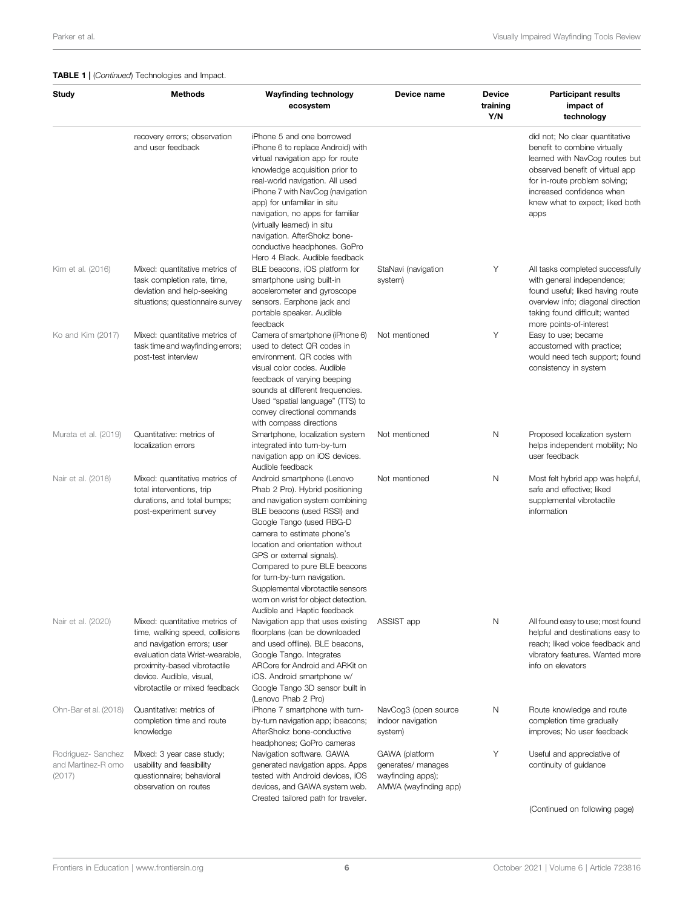**TABLE 1 |** (*Continued*) Technologies and Impact.

| Study | Methods | Wayfinding technology ecosystem | Device name | Device training Y/N | Participant results impact of technology |
|---|---|---|---|---|---|
| | recovery errors; observation and user feedback | iPhone 5 and one borrowed iPhone 6 to replace Android) with virtual navigation app for route knowledge acquisition prior to real-world navigation. All used iPhone 7 with NavCog (navigation app) for unfamiliar in situ navigation, no apps for familiar (virtually learned) in situ navigation. AfterShokz bone-conductive headphones. GoPro Hero 4 Black. Audible feedback | | | did not; No clear quantitative benefit to combine virtually learned with NavCog routes but observed benefit of virtual app for in-route problem solving; increased confidence when knew what to expect; liked both apps |
| Kim et al. (2016) | Mixed: quantitative metrics of task completion rate, time, deviation and help-seeking situations; questionnaire survey | BLE beacons, iOS platform for smartphone using built-in accelerometer and gyroscope sensors. Earphone jack and portable speaker. Audible feedback | StaNavi (navigation system) | Y | All tasks completed successfully with general independence; found useful; liked having route overview info; diagonal direction taking found difficult; wanted more points-of-interest |
| Ko and Kim (2017) | Mixed: quantitative metrics of task time and wayfinding errors; post-test interview | Camera of smartphone (iPhone 6) used to detect QR codes in environment. QR codes with visual color codes. Audible feedback of varying beeping sounds at different frequencies. Used "spatial language" (TTS) to convey directional commands with compass directions | Not mentioned | Y | Easy to use; became accustomed with practice; would need tech support; found consistency in system |
| Murata et al. (2019) | Quantitative: metrics of localization errors | Smartphone, localization system integrated into turn-by-turn navigation app on iOS devices. Audible feedback | Not mentioned | N | Proposed localization system helps independent mobility; No user feedback |
| Nair et al. (2018) | Mixed: quantitative metrics of total interventions, trip durations, and total bumps; post-experiment survey | Android smartphone (Lenovo Phab 2 Pro). Hybrid positioning and navigation system combining BLE beacons (used RSSI) and Google Tango (used RBG-D camera to estimate phone's location and orientation without GPS or external signals). Compared to pure BLE beacons for turn-by-turn navigation. Supplemental vibrotactile sensors worn on wrist for object detection. Audible and Haptic feedback | Not mentioned | N | Most felt hybrid app was helpful, safe and effective; liked supplemental vibrotactile information |
| Nair et al. (2020) | Mixed: quantitative metrics of time, walking speed, collisions and navigation errors; user evaluation data Wrist-wearable, proximity-based vibrotactile device. Audible, visual, vibrotactile or mixed feedback | Navigation app that uses existing floorplans (can be downloaded and used offline). BLE beacons, Google Tango. Integrates ARCore for Android and ARKit on iOS. Android smartphone w/ Google Tango 3D sensor built in (Lenovo Phab 2 Pro) | ASSIST app | N | All found easy to use; most found helpful and destinations easy to reach; liked voice feedback and vibratory features. Wanted more info on elevators |
| Ohn-Bar et al. (2018) | Quantitative: metrics of completion time and route knowledge | iPhone 7 smartphone with turn-by-turn navigation app; ibeacons; AfterShokz bone-conductive headphones; GoPro cameras | NavCog3 (open source indoor navigation system) | N | Route knowledge and route completion time gradually improves; No user feedback |
| Rodriguez- Sanchez and Martinez-R omo (2017) | Mixed: 3 year case study; usability and feasibility questionnaire; behavioral observation on routes | Navigation software. GAWA generated navigation apps. Apps tested with Android devices, iOS devices, and GAWA system web. Created tailored path for traveler. | GAWA (platform generates/ manages wayfinding apps); AMWA (wayfinding app) | Y | Useful and appreciative of continuity of guidance |

(Continued on following page)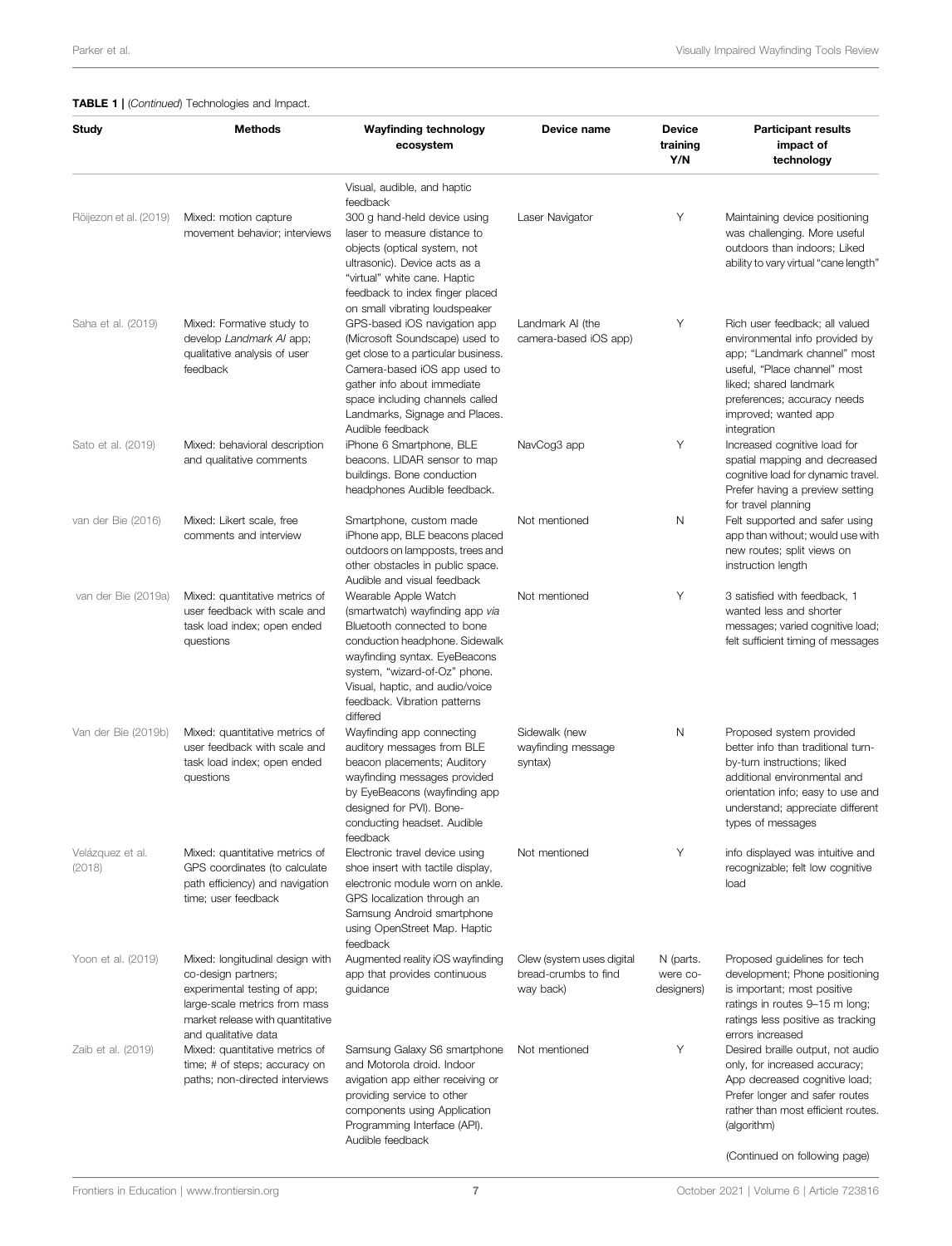**TABLE 1 |** (*Continued*) Technologies and Impact.

| Study | Methods | Wayfinding technology ecosystem | Device name | Device training Y/N | Participant results impact of technology |
|---|---|---|---|---|---|
| | | Visual, audible, and haptic feedback | | | |
| Röijezon et al. (2019) | Mixed: motion capture movement behavior; interviews | 300 g hand-held device using laser to measure distance to objects (optical system, not ultrasonic). Device acts as a "virtual" white cane. Haptic feedback to index finger placed on small vibrating loudspeaker | Laser Navigator | Y | Maintaining device positioning was challenging. More useful outdoors than indoors; Liked ability to vary virtual "cane length" |
| Saha et al. (2019) | Mixed: Formative study to develop *Landmark AI* app; qualitative analysis of user feedback | GPS-based iOS navigation app (Microsoft Soundscape) used to get close to a particular business. Camera-based iOS app used to gather info about immediate space including channels called Landmarks, Signage and Places. Audible feedback | Landmark AI (the camera-based iOS app) | Y | Rich user feedback; all valued environmental info provided by app; "Landmark channel" most useful, "Place channel" most liked; shared landmark preferences; accuracy needs improved; wanted app integration |
| Sato et al. (2019) | Mixed: behavioral description and qualitative comments | iPhone 6 Smartphone, BLE beacons. LIDAR sensor to map buildings. Bone conduction headphones Audible feedback. | NavCog3 app | Y | Increased cognitive load for spatial mapping and decreased cognitive load for dynamic travel. Prefer having a preview setting for travel planning |
| van der Bie (2016) | Mixed: Likert scale, free comments and interview | Smartphone, custom made iPhone app, BLE beacons placed outdoors on lampposts, trees and other obstacles in public space. Audible and visual feedback | Not mentioned | N | Felt supported and safer using app than without; would use with new routes; split views on instruction length |
| van der Bie (2019a) | Mixed: quantitative metrics of user feedback with scale and task load index; open ended questions | Wearable Apple Watch (smartwatch) wayfinding app *via* Bluetooth connected to bone conduction headphone. Sidewalk wayfinding syntax. EyeBeacons system, "wizard-of-Oz" phone. Visual, haptic, and audio/voice feedback. Vibration patterns differed | Not mentioned | Y | 3 satisfied with feedback, 1 wanted less and shorter messages; varied cognitive load; felt sufficient timing of messages |
| Van der Bie (2019b) | Mixed: quantitative metrics of user feedback with scale and task load index; open ended questions | Wayfinding app connecting auditory messages from BLE beacon placements; Auditory wayfinding messages provided by EyeBeacons (wayfinding app designed for PVI). Bone-conducting headset. Audible feedback | Sidewalk (new wayfinding message syntax) | N | Proposed system provided better info than traditional turn-by-turn instructions; liked additional environmental and orientation info; easy to use and understand; appreciate different types of messages |
| Velázquez et al. (2018) | Mixed: quantitative metrics of GPS coordinates (to calculate path efficiency) and navigation time; user feedback | Electronic travel device using shoe insert with tactile display, electronic module worn on ankle. GPS localization through an Samsung Android smartphone using OpenStreet Map. Haptic feedback | Not mentioned | Y | info displayed was intuitive and recognizable; felt low cognitive load |
| Yoon et al. (2019) | Mixed: longitudinal design with co-design partners; experimental testing of app; large-scale metrics from mass market release with quantitative and qualitative data | Augmented reality iOS wayfinding app that provides continuous guidance | Clew (system uses digital bread-crumbs to find way back) | N (parts. were co-designers) | Proposed guidelines for tech development; Phone positioning is important; most positive ratings in routes 9–15 m long; ratings less positive as tracking errors increased |
| Zaib et al. (2019) | Mixed: quantitative metrics of time; # of steps; accuracy on paths; non-directed interviews | Samsung Galaxy S6 smartphone and Motorola droid. Indoor avigation app either receiving or providing service to other components using Application Programming Interface (API). Audible feedback | Not mentioned | Y | Desired braille output, not audio only, for increased accuracy; App decreased cognitive load; Prefer longer and safer routes rather than most efficient routes. (algorithm) |

(Continued on following page)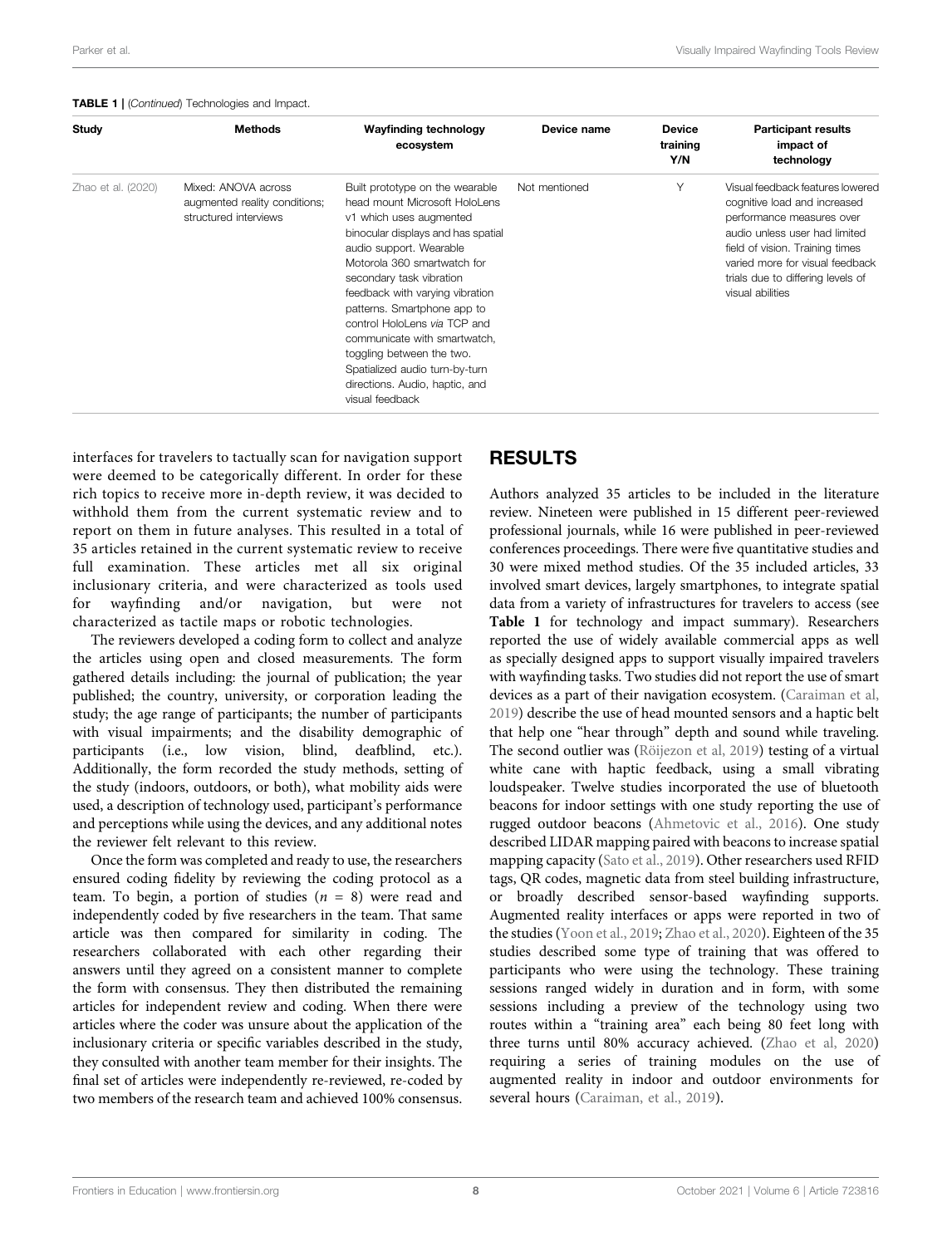**TABLE 1 |** (*Continued*) Technologies and Impact.

| Study | Methods | Wayfinding technology ecosystem | Device name | Device training Y/N | Participant results impact of technology |
|---|---|---|---|---|---|
| Zhao et al. (2020) | Mixed: ANOVA across augmented reality conditions; structured interviews | Built prototype on the wearable head mount Microsoft HoloLens v1 which uses augmented binocular displays and has spatial audio support. Wearable Motorola 360 smartwatch for secondary task vibration feedback with varying vibration patterns. Smartphone app to control HoloLens *via* TCP and communicate with smartwatch, toggling between the two. Spatialized audio turn-by-turn directions. Audio, haptic, and visual feedback | Not mentioned | Y | Visual feedback features lowered cognitive load and increased performance measures over audio unless user had limited field of vision. Training times varied more for visual feedback trials due to differing levels of visual abilities |

interfaces for travelers to tactually scan for navigation support were deemed to be categorically different. In order for these rich topics to receive more in-depth review, it was decided to withhold them from the current systematic review and to report on them in future analyses. This resulted in a total of 35 articles retained in the current systematic review to receive full examination. These articles met all six original inclusionary criteria, and were characterized as tools used for wayfinding and/or navigation, but were not characterized as tactile maps or robotic technologies.

The reviewers developed a coding form to collect and analyze the articles using open and closed measurements. The form gathered details including: the journal of publication; the year published; the country, university, or corporation leading the study; the age range of participants; the number of participants with visual impairments; and the disability demographic of participants (i.e., low vision, blind, deafblind, etc.). Additionally, the form recorded the study methods, setting of the study (indoors, outdoors, or both), what mobility aids were used, a description of technology used, participant's performance and perceptions while using the devices, and any additional notes the reviewer felt relevant to this review.

Once the form was completed and ready to use, the researchers ensured coding fidelity by reviewing the coding protocol as a team. To begin, a portion of studies ($n$ = 8) were read and independently coded by five researchers in the team. That same article was then compared for similarity in coding. The researchers collaborated with each other regarding their answers until they agreed on a consistent manner to complete the form with consensus. They then distributed the remaining articles for independent review and coding. When there were articles where the coder was unsure about the application of the inclusionary criteria or specific variables described in the study, they consulted with another team member for their insights. The final set of articles were independently re-reviewed, re-coded by two members of the research team and achieved 100% consensus.

## RESULTS

Authors analyzed 35 articles to be included in the literature review. Nineteen were published in 15 different peer-reviewed professional journals, while 16 were published in peer-reviewed conferences proceedings. There were five quantitative studies and 30 were mixed method studies. Of the 35 included articles, 33 involved smart devices, largely smartphones, to integrate spatial data from a variety of infrastructures for travelers to access (see **Table 1** for technology and impact summary). Researchers reported the use of widely available commercial apps as well as specially designed apps to support visually impaired travelers with wayfinding tasks. Two studies did not report the use of smart devices as a part of their navigation ecosystem. (Caraiman et al, 2019) describe the use of head mounted sensors and a haptic belt that help one "hear through" depth and sound while traveling. The second outlier was (Röijezon et al, 2019) testing of a virtual white cane with haptic feedback, using a small vibrating loudspeaker. Twelve studies incorporated the use of bluetooth beacons for indoor settings with one study reporting the use of rugged outdoor beacons (Ahmetovic et al., 2016). One study described LIDAR mapping paired with beacons to increase spatial mapping capacity (Sato et al., 2019). Other researchers used RFID tags, QR codes, magnetic data from steel building infrastructure, or broadly described sensor-based wayfinding supports. Augmented reality interfaces or apps were reported in two of the studies (Yoon et al., 2019; Zhao et al., 2020). Eighteen of the 35 studies described some type of training that was offered to participants who were using the technology. These training sessions ranged widely in duration and in form, with some sessions including a preview of the technology using two routes within a "training area" each being 80 feet long with three turns until 80% accuracy achieved. (Zhao et al, 2020) requiring a series of training modules on the use of augmented reality in indoor and outdoor environments for several hours (Caraiman, et al., 2019).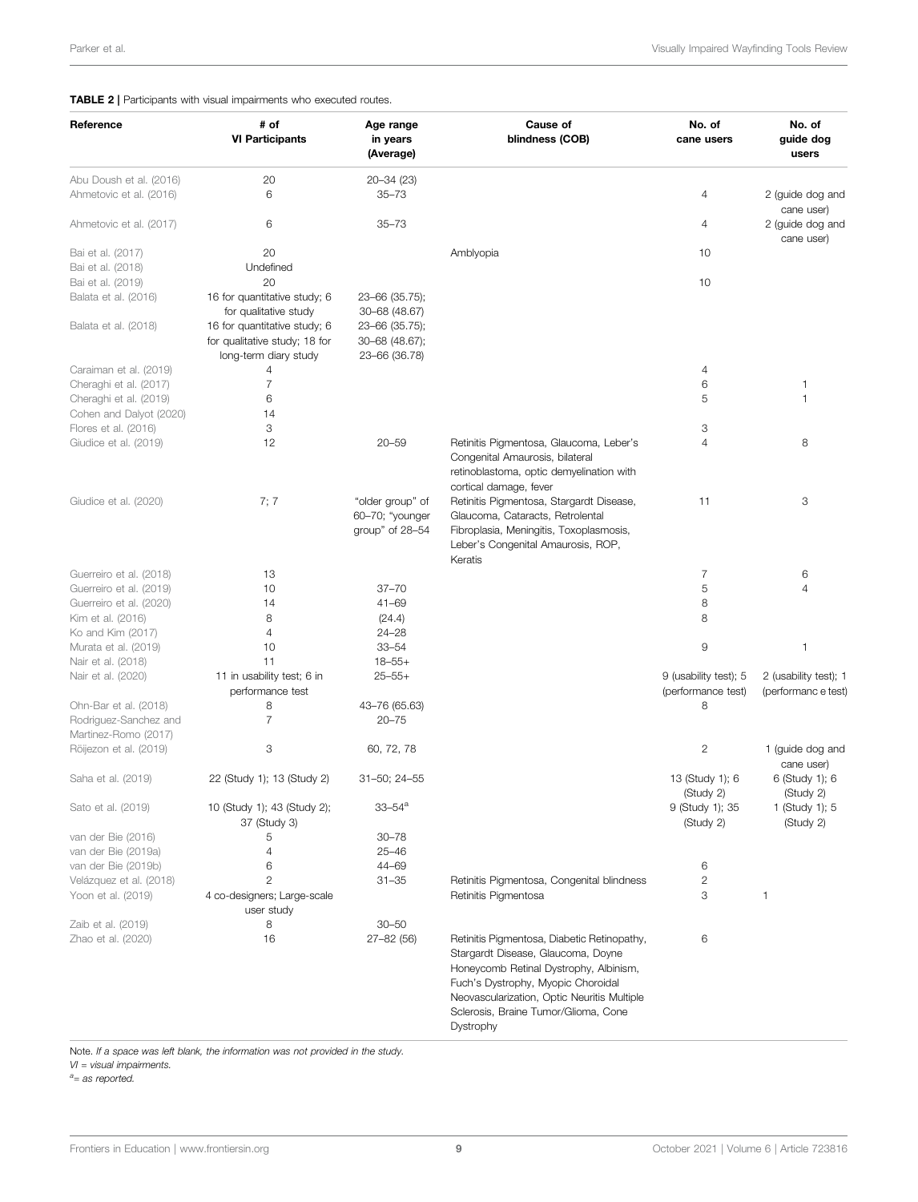**TABLE 2 |** Participants with visual impairments who executed routes.

| Reference | # of VI Participants | Age range in years (Average) | Cause of blindness (COB) | No. of cane users | No. of guide dog users |
|---|---|---|---|---|---|
| Abu Doush et al. (2016) | 20 | 20–34 (23) | | | |
| Ahmetovic et al. (2016) | 6 | 35–73 | | 4 | 2 (guide dog and cane user) |
| Ahmetovic et al. (2017) | 6 | 35–73 | | 4 | 2 (guide dog and cane user) |
| Bai et al. (2017) | 20 | | Amblyopia | 10 | |
| Bai et al. (2018) | Undefined | | | | |
| Bai et al. (2019) | 20 | | | 10 | |
| Balata et al. (2016) | 16 for quantitative study; 6 for qualitative study | 23–66 (35.75); 30–68 (48.67) | | | |
| Balata et al. (2018) | 16 for quantitative study; 6 for qualitative study; 18 for long-term diary study | 23–66 (35.75); 30–68 (48.67); 23–66 (36.78) | | | |
| Caraiman et al. (2019) | 4 | | | 4 | |
| Cheraghi et al. (2017) | 7 | | | 6 | 1 |
| Cheraghi et al. (2019) | 6 | | | 5 | 1 |
| Cohen and Dalyot (2020) | 14 | | | | |
| Flores et al. (2016) | 3 | | | 3 | |
| Giudice et al. (2019) | 12 | 20–59 | Retinitis Pigmentosa, Glaucoma, Leber's Congenital Amaurosis, bilateral retinoblastoma, optic demyelination with cortical damage, fever | 4 | 8 |
| Giudice et al. (2020) | 7; 7 | "older group" of 60–70; "younger group" of 28–54 | Retinitis Pigmentosa, Stargardt Disease, Glaucoma, Cataracts, Retrolental Fibroplasia, Meningitis, Toxoplasmosis, Leber's Congenital Amaurosis, ROP, Keratis | 11 | 3 |
| Guerreiro et al. (2018) | 13 | | | 7 | 6 |
| Guerreiro et al. (2019) | 10 | 37–70 | | 5 | 4 |
| Guerreiro et al. (2020) | 14 | 41–69 | | 8 | |
| Kim et al. (2016) | 8 | (24.4) | | 8 | |
| Ko and Kim (2017) | 4 | 24–28 | | | |
| Murata et al. (2019) | 10 | 33–54 | | 9 | 1 |
| Nair et al. (2018) | 11 | 18–55+ | | | |
| Nair et al. (2020) | 11 in usability test; 6 in performance test | 25–55+ | | 9 (usability test); 5 (performance test) | 2 (usability test); 1 (performanc e test) |
| Ohn-Bar et al. (2018) | 8 | 43–76 (65.63) | | 8 | |
| Rodriguez-Sanchez and Martinez-Romo (2017) | 7 | 20–75 | | | |
| Röijezon et al. (2019) | 3 | 60, 72, 78 | | 2 | 1 (guide dog and cane user) |
| Saha et al. (2019) | 22 (Study 1); 13 (Study 2) | 31–50; 24–55 | | 13 (Study 1); 6 (Study 2) | 6 (Study 1); 6 (Study 2) |
| Sato et al. (2019) | 10 (Study 1); 43 (Study 2); 37 (Study 3) | 33–54[a] | | 9 (Study 1); 35 (Study 2) | 1 (Study 1); 5 (Study 2) |
| van der Bie (2016) | 5 | 30–78 | | | |
| van der Bie (2019a) | 4 | 25–46 | | | |
| van der Bie (2019b) | 6 | 44–69 | | 6 | |
| Velázquez et al. (2018) | 2 | 31–35 | Retinitis Pigmentosa, Congenital blindness | 2 | |
| Yoon et al. (2019) | 4 co-designers; Large-scale user study | | Retinitis Pigmentosa | 3 | 1 |
| Zaib et al. (2019) | 8 | 30–50 | | | |
| Zhao et al. (2020) | 16 | 27–82 (56) | Retinitis Pigmentosa, Diabetic Retinopathy, Stargardt Disease, Glaucoma, Doyne Honeycomb Retinal Dystrophy, Albinism, Fuch's Dystrophy, Myopic Choroidal Neovascularization, Optic Neuritis Multiple Sclerosis, Braine Tumor/Glioma, Cone Dystrophy | 6 | |

Note. *If a space was left blank, the information was not provided in the study.*

*VI = visual impairments.*

[a]*= as reported.*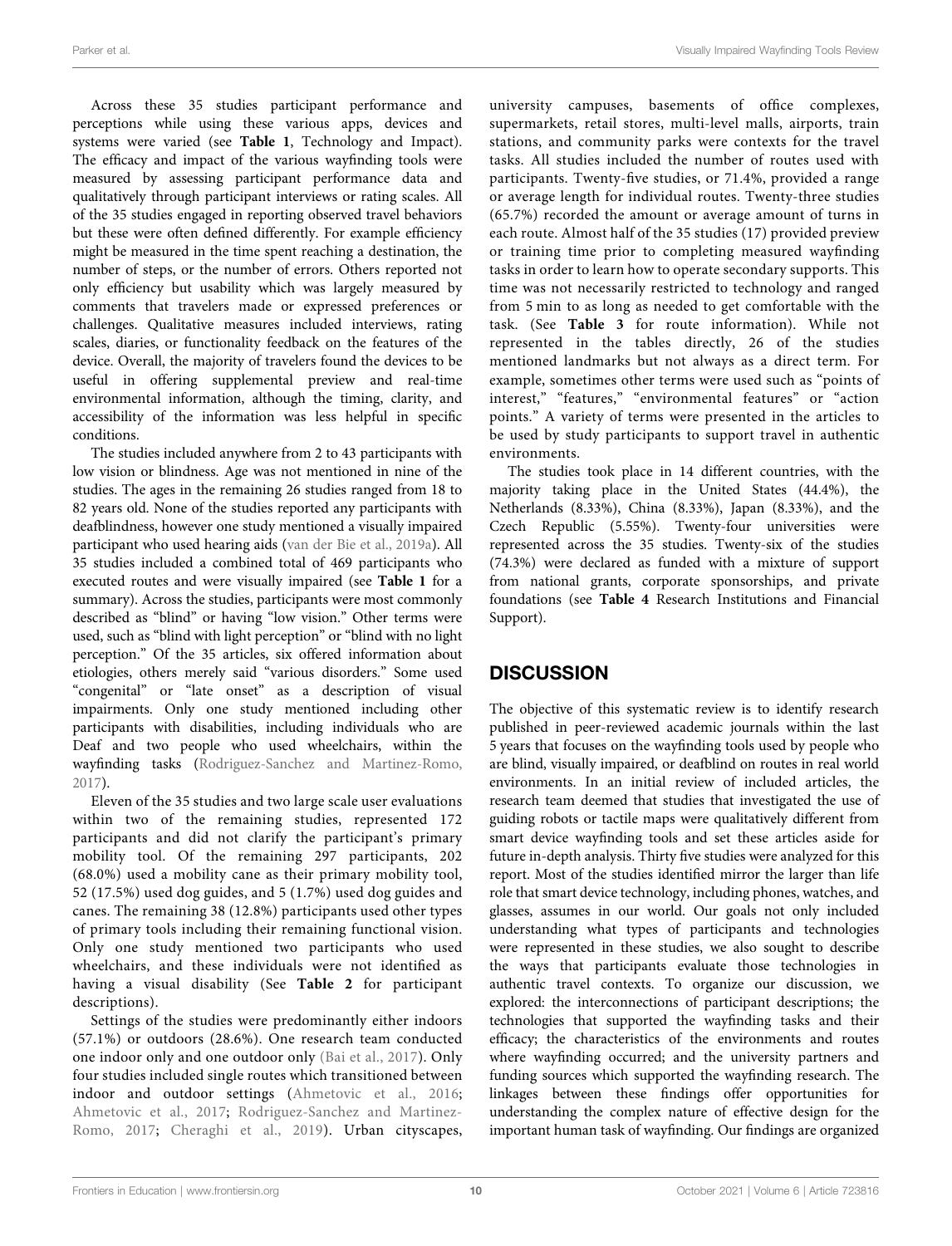Across these 35 studies participant performance and perceptions while using these various apps, devices and systems were varied (see **Table 1**, Technology and Impact). The efficacy and impact of the various wayfinding tools were measured by assessing participant performance data and qualitatively through participant interviews or rating scales. All of the 35 studies engaged in reporting observed travel behaviors but these were often defined differently. For example efficiency might be measured in the time spent reaching a destination, the number of steps, or the number of errors. Others reported not only efficiency but usability which was largely measured by comments that travelers made or expressed preferences or challenges. Qualitative measures included interviews, rating scales, diaries, or functionality feedback on the features of the device. Overall, the majority of travelers found the devices to be useful in offering supplemental preview and real-time environmental information, although the timing, clarity, and accessibility of the information was less helpful in specific conditions.

The studies included anywhere from 2 to 43 participants with low vision or blindness. Age was not mentioned in nine of the studies. The ages in the remaining 26 studies ranged from 18 to 82 years old. None of the studies reported any participants with deafblindness, however one study mentioned a visually impaired participant who used hearing aids (van der Bie et al., 2019a). All 35 studies included a combined total of 469 participants who executed routes and were visually impaired (see **Table 1** for a summary). Across the studies, participants were most commonly described as "blind" or having "low vision." Other terms were used, such as "blind with light perception" or "blind with no light perception." Of the 35 articles, six offered information about etiologies, others merely said "various disorders." Some used "congenital" or "late onset" as a description of visual impairments. Only one study mentioned including other participants with disabilities, including individuals who are Deaf and two people who used wheelchairs, within the wayfinding tasks (Rodriguez-Sanchez and Martinez-Romo, 2017).

Eleven of the 35 studies and two large scale user evaluations within two of the remaining studies, represented 172 participants and did not clarify the participant's primary mobility tool. Of the remaining 297 participants, 202 (68.0%) used a mobility cane as their primary mobility tool, 52 (17.5%) used dog guides, and 5 (1.7%) used dog guides and canes. The remaining 38 (12.8%) participants used other types of primary tools including their remaining functional vision. Only one study mentioned two participants who used wheelchairs, and these individuals were not identified as having a visual disability (See **Table 2** for participant descriptions).

Settings of the studies were predominantly either indoors (57.1%) or outdoors (28.6%). One research team conducted one indoor only and one outdoor only (Bai et al., 2017). Only four studies included single routes which transitioned between indoor and outdoor settings (Ahmetovic et al., 2016; Ahmetovic et al., 2017; Rodriguez-Sanchez and Martinez-Romo, 2017; Cheraghi et al., 2019). Urban cityscapes, university campuses, basements of office complexes, supermarkets, retail stores, multi-level malls, airports, train stations, and community parks were contexts for the travel tasks. All studies included the number of routes used with participants. Twenty-five studies, or 71.4%, provided a range or average length for individual routes. Twenty-three studies (65.7%) recorded the amount or average amount of turns in each route. Almost half of the 35 studies (17) provided preview or training time prior to completing measured wayfinding tasks in order to learn how to operate secondary supports. This time was not necessarily restricted to technology and ranged from 5 min to as long as needed to get comfortable with the task. (See **Table 3** for route information). While not represented in the tables directly, 26 of the studies mentioned landmarks but not always as a direct term. For example, sometimes other terms were used such as "points of interest," "features," "environmental features" or "action points." A variety of terms were presented in the articles to be used by study participants to support travel in authentic environments.

The studies took place in 14 different countries, with the majority taking place in the United States (44.4%), the Netherlands (8.33%), China (8.33%), Japan (8.33%), and the Czech Republic (5.55%). Twenty-four universities were represented across the 35 studies. Twenty-six of the studies (74.3%) were declared as funded with a mixture of support from national grants, corporate sponsorships, and private foundations (see **Table 4** Research Institutions and Financial Support).

## DISCUSSION

The objective of this systematic review is to identify research published in peer-reviewed academic journals within the last 5 years that focuses on the wayfinding tools used by people who are blind, visually impaired, or deafblind on routes in real world environments. In an initial review of included articles, the research team deemed that studies that investigated the use of guiding robots or tactile maps were qualitatively different from smart device wayfinding tools and set these articles aside for future in-depth analysis. Thirty five studies were analyzed for this report. Most of the studies identified mirror the larger than life role that smart device technology, including phones, watches, and glasses, assumes in our world. Our goals not only included understanding what types of participants and technologies were represented in these studies, we also sought to describe the ways that participants evaluate those technologies in authentic travel contexts. To organize our discussion, we explored: the interconnections of participant descriptions; the technologies that supported the wayfinding tasks and their efficacy; the characteristics of the environments and routes where wayfinding occurred; and the university partners and funding sources which supported the wayfinding research. The linkages between these findings offer opportunities for understanding the complex nature of effective design for the important human task of wayfinding. Our findings are organized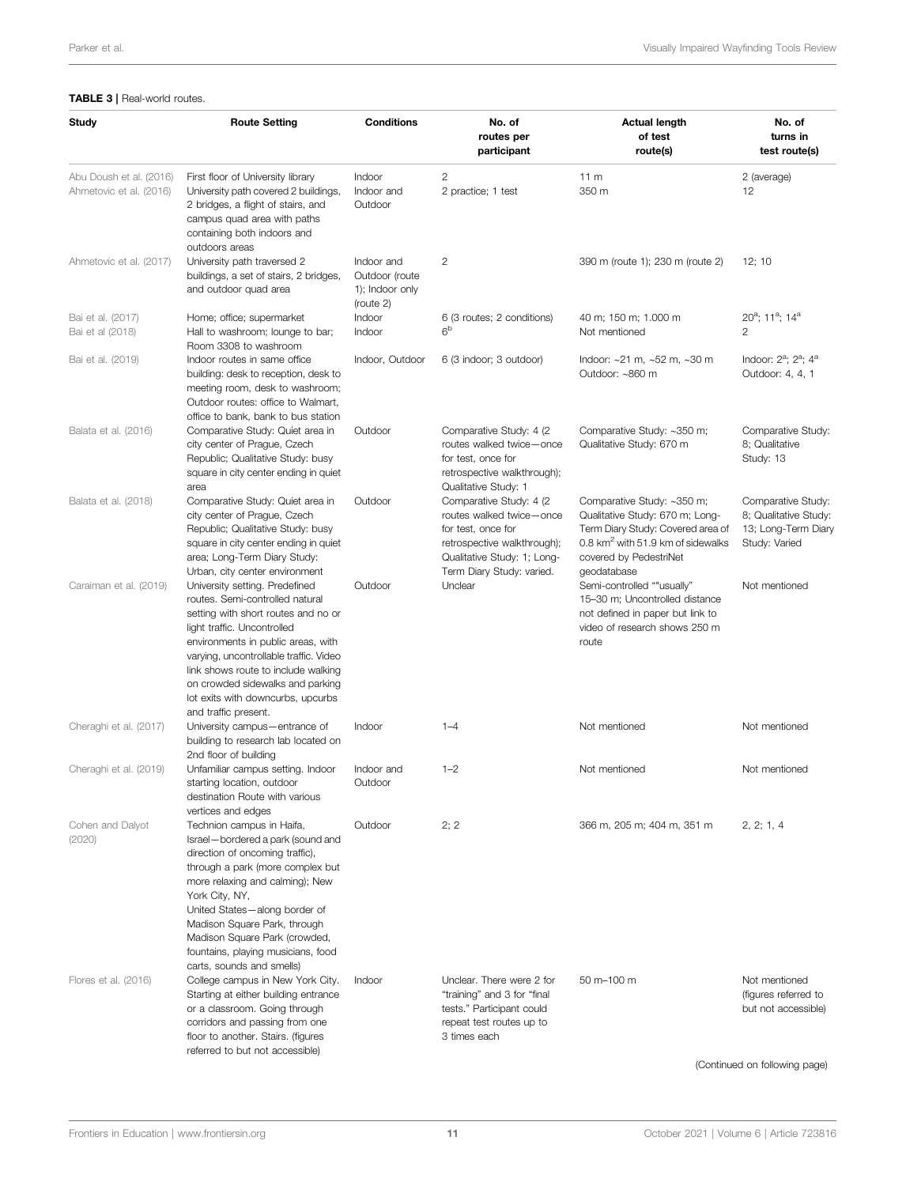**TABLE 3** | Real-world routes.

| Study | Route Setting | Conditions | No. of routes per participant | Actual length of test route(s) | No. of turns in test route(s) |
|---|---|---|---|---|---|
| Abu Doush et al. (2016) | First floor of University library | Indoor | 2 | 11 m | 2 (average) |
| Ahmetovic et al. (2016) | University path covered 2 buildings, 2 bridges, a flight of stairs, and campus quad area with paths containing both indoors and outdoors areas | Indoor and Outdoor | 2 practice; 1 test | 350 m | 12 |
| Ahmetovic et al. (2017) | University path traversed 2 buildings, a set of stairs, 2 bridges, and outdoor quad area | Indoor and Outdoor (route 1); Indoor only (route 2) | 2 | 390 m (route 1); 230 m (route 2) | 12; 10 |
| Bai et al. (2017) | Home; office; supermarket | Indoor | 6 (3 routes; 2 conditions) | 40 m; 150 m; 1.000 m | 20[a]; 11[a]; 14[a] |
| Bai et al (2018) | Hall to washroom; lounge to bar; Room 3308 to washroom | Indoor | 6[b] | Not mentioned | 2 |
| Bai et al. (2019) | Indoor routes in same office building: desk to reception, desk to meeting room, desk to washroom; Outdoor routes: office to Walmart, office to bank, bank to bus station | Indoor, Outdoor | 6 (3 indoor; 3 outdoor) | Indoor: ~21 m, ~52 m, ~30 m Outdoor: ~860 m | Indoor: 2[a]; 2[a]; 4[a] Outdoor: 4, 4, 1 |
| Balata et al. (2016) | Comparative Study: Quiet area in city center of Prague, Czech Republic; Qualitative Study: busy square in city center ending in quiet area | Outdoor | Comparative Study: 4 (2 routes walked twice—once for test, once for retrospective walkthrough); Qualitative Study: 1 | Comparative Study: ~350 m; Qualitative Study: 670 m | Comparative Study: 8; Qualitative Study: 13 |
| Balata et al. (2018) | Comparative Study: Quiet area in city center of Prague, Czech Republic; Qualitative Study: busy square in city center ending in quiet area; Long-Term Diary Study: Urban, city center environment | Outdoor | Comparative Study: 4 (2 routes walked twice—once for test, once for retrospective walkthrough); Qualitative Study: 1; Long-Term Diary Study: varied. | Comparative Study: ~350 m; Qualitative Study: 670 m; Long-Term Diary Study: Covered area of 0.8 km$^2$ with 51.9 km of sidewalks covered by PedestriNet geodatabase | Comparative Study: 8; Qualitative Study: 13; Long-Term Diary Study: Varied |
| Caraiman et al. (2019) | University setting. Predefined routes. Semi-controlled natural setting with short routes and no or light traffic. Uncontrolled environments in public areas, with varying, uncontrollable traffic. Video link shows route to include walking on crowded sidewalks and parking lot exits with downcurbs, upcurbs and traffic present. | Outdoor | Unclear | Semi-controlled ""usually" 15–30 m; Uncontrolled distance not defined in paper but link to video of research shows 250 m route | Not mentioned |
| Cheraghi et al. (2017) | University campus—entrance of building to research lab located on 2nd floor of building | Indoor | 1–4 | Not mentioned | Not mentioned |
| Cheraghi et al. (2019) | Unfamiliar campus setting. Indoor starting location, outdoor destination Route with various vertices and edges | Indoor and Outdoor | 1–2 | Not mentioned | Not mentioned |
| Cohen and Dalyot (2020) | Technion campus in Haifa, Israel—bordered a park (sound and direction of oncoming traffic), through a park (more complex but more relaxing and calming); New York City, NY, United States—along border of Madison Square Park, through Madison Square Park (crowded, fountains, playing musicians, food carts, sounds and smells) | Outdoor | 2; 2 | 366 m, 205 m; 404 m, 351 m | 2, 2; 1, 4 |
| Flores et al. (2016) | College campus in New York City. Starting at either building entrance or a classroom. Going through corridors and passing from one floor to another. Stairs. (figures referred to but not accessible) | Indoor | Unclear. There were 2 for "training" and 3 for "final tests." Participant could repeat test routes up to 3 times each | 50 m–100 m | Not mentioned (figures referred to but not accessible) |

(Continued on following page)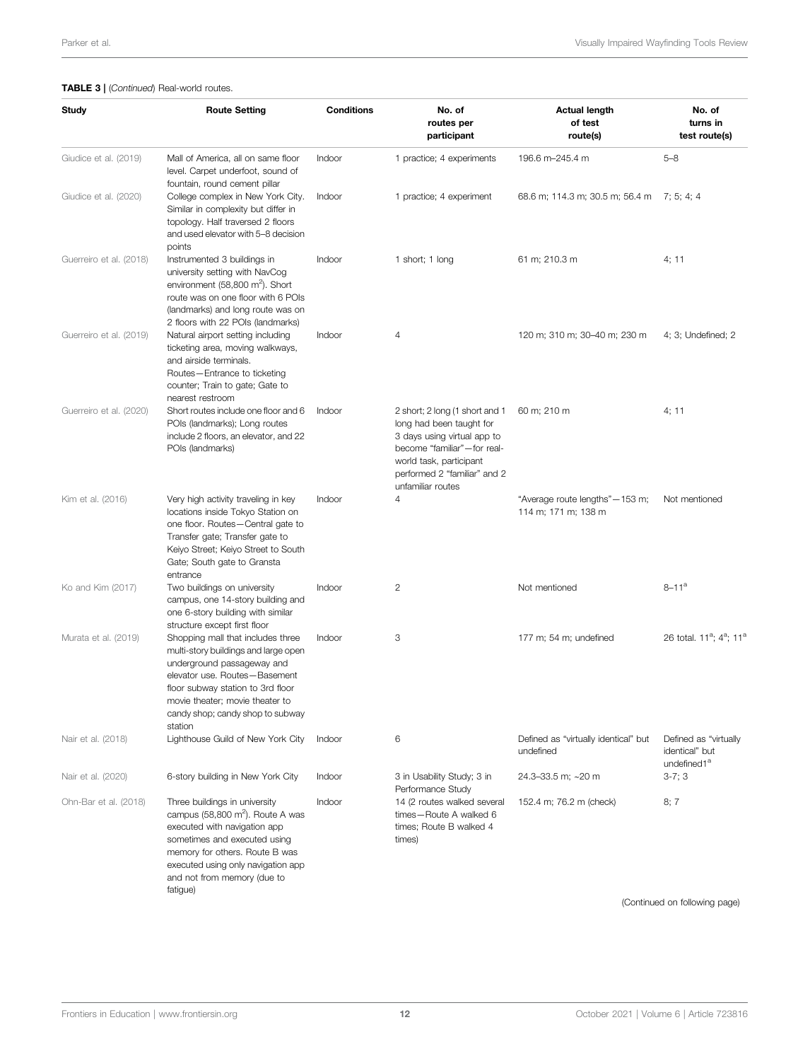**TABLE 3 |** (*Continued*) Real-world routes.

| Study | Route Setting | Conditions | No. of routes per participant | Actual length of test route(s) | No. of turns in test route(s) |
|---|---|---|---|---|---|
| Giudice et al. (2019) | Mall of America, all on same floor level. Carpet underfoot, sound of fountain, round cement pillar | Indoor | 1 practice; 4 experiments | 196.6 m–245.4 m | 5–8 |
| Giudice et al. (2020) | College complex in New York City. Similar in complexity but differ in topology. Half traversed 2 floors and used elevator with 5–8 decision points | Indoor | 1 practice; 4 experiment | 68.6 m; 114.3 m; 30.5 m; 56.4 m | 7; 5; 4; 4 |
| Guerreiro et al. (2018) | Instrumented 3 buildings in university setting with NavCog environment (58,800 m$^2$). Short route was on one floor with 6 POIs (landmarks) and long route was on 2 floors with 22 POIs (landmarks) | Indoor | 1 short; 1 long | 61 m; 210.3 m | 4; 11 |
| Guerreiro et al. (2019) | Natural airport setting including ticketing area, moving walkways, and airside terminals. Routes—Entrance to ticketing counter; Train to gate; Gate to nearest restroom | Indoor | 4 | 120 m; 310 m; 30–40 m; 230 m | 4; 3; Undefined; 2 |
| Guerreiro et al. (2020) | Short routes include one floor and 6 POIs (landmarks); Long routes include 2 floors, an elevator, and 22 POIs (landmarks) | Indoor | 2 short; 2 long (1 short and 1 long had been taught for 3 days using virtual app to become "familiar"—for real-world task, participant performed 2 "familiar" and 2 unfamiliar routes | 60 m; 210 m | 4; 11 |
| Kim et al. (2016) | Very high activity traveling in key locations inside Tokyo Station on one floor. Routes—Central gate to Transfer gate; Transfer gate to Keiyo Street; Keiyo Street to South Gate; South gate to Gransta entrance | Indoor | 4 | "Average route lengths"—153 m; 114 m; 171 m; 138 m | Not mentioned |
| Ko and Kim (2017) | Two buildings on university campus, one 14-story building and one 6-story building with similar structure except first floor | Indoor | 2 | Not mentioned | 8–11[a] |
| Murata et al. (2019) | Shopping mall that includes three multi-story buildings and large open underground passageway and elevator use. Routes—Basement floor subway station to 3rd floor movie theater; movie theater to candy shop; candy shop to subway station | Indoor | 3 | 177 m; 54 m; undefined | 26 total. 11[a]; 4[a]; 11[a] |
| Nair et al. (2018) | Lighthouse Guild of New York City | Indoor | 6 | Defined as "virtually identical" but undefined | Defined as "virtually identical" but undefined1[a] |
| Nair et al. (2020) | 6-story building in New York City | Indoor | 3 in Usability Study; 3 in Performance Study | 24.3–33.5 m; ~20 m | 3-7; 3 |
| Ohn-Bar et al. (2018) | Three buildings in university campus (58,800 m$^2$). Route A was executed with navigation app sometimes and executed using memory for others. Route B was executed using only navigation app and not from memory (due to fatigue) | Indoor | 14 (2 routes walked several times—Route A walked 6 times; Route B walked 4 times) | 152.4 m; 76.2 m (check) | 8; 7 |

(Continued on following page)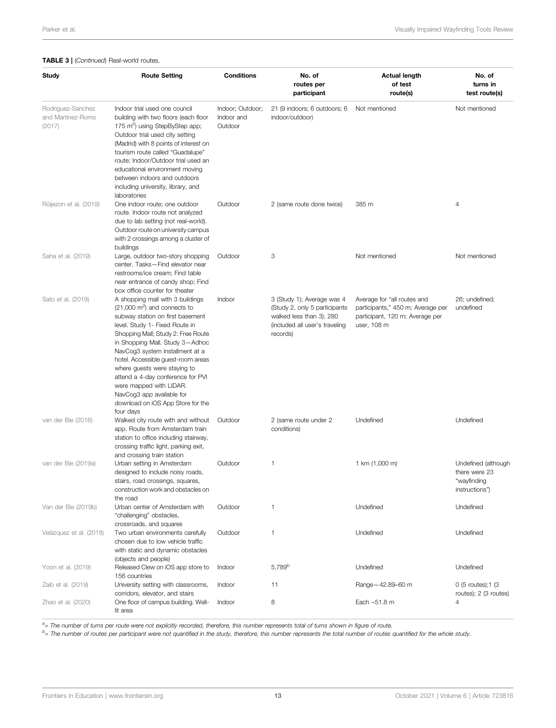**TABLE 3 |** (*Continued*) Real-world routes.

| Study | Route Setting | Conditions | No. of routes per participant | Actual length of test route(s) | No. of turns in test route(s) |
|---|---|---|---|---|---|
| Rodriguez-Sanchez and Martinez-Romo (2017) | Indoor trial used one council building with two floors (each floor 175 $m^2$) using StepByStep app; Outdoor trial used city setting (Madrid) with 8 points of interest on tourism route called "Guadalupe" route; Indoor/Outdoor trial used an educational environment moving between indoors and outdoors including university, library, and laboratories | Indoor; Outdoor; Indoor and Outdoor | 21 (9 indoors; 6 outdoors; 6 indoor/outdoor) | Not mentioned | Not mentioned |
| Röijezon et al. (2019) | One indoor route; one outdoor route. Indoor route not analyzed due to lab setting (not real-world). Outdoor route on university campus with 2 crossings among a cluster of buildings | Outdoor | 2 (same route done twice) | 385 m | 4 |
| Saha et al. (2019) | Large, outdoor two-story shopping center. Tasks—Find elevator near restrooms/ice cream; Find table near entrance of candy shop; Find box office counter for theater | Outdoor | 3 | Not mentioned | Not mentioned |
| Sato et al. (2019) | A shopping mall with 3 buildings (21,000 $m^2$) and connects to subway station on first basement level. Study 1- Fixed Route in Shopping Mall; Study 2: Free Route in Shopping Mall. Study 3—Adhoc NavCog3 system installment at a hotel. Accessible guest-room areas where guests were staying to attend a 4-day conference for PVI were mapped with LIDAR. NavCog3 app available for download on iOS App Store for the four days | Indoor | 3 (Study 1); Average was 4 (Study 2, only 5 participants walked less than 3); 280 (included all user's traveling records) | Average for "all routes and participants," 450 m; Average per participant, 120 m; Average per user, 108 m | 26; undefined; undefined |
| van der Bie (2016) | Walked city route with and without app. Route from Amsterdam train station to office including stairway, crossing traffic light, parking exit, and crossing train station | Outdoor | 2 (same route under 2 conditions) | Undefined | Undefined |
| van der Bie (2019a) | Urban setting in Amsterdam designed to include noisy roads, stairs, road crossings, squares, construction work and obstacles on the road | Outdoor | 1 | 1 km (1,000 m) | Undefined (although there were 23 "wayfinding instructions") |
| Van der Bie (2019b) | Urban center of Amsterdam with "challenging" obstacles, crossroads, and squares | Outdoor | 1 | Undefined | Undefined |
| Velázquez et al. (2018) | Two urban environments carefully chosen due to low vehicle traffic with static and dynamic obstacles (objects and people) | Outdoor | 1 | Undefined | Undefined |
| Yoon et al. (2019) | Released Clew on iOS app store to 156 countries | Indoor | 5,789[b] | Undefined | Undefined |
| Zaib et al. (2019) | University setting with classrooms, corridors, elevator, and stairs | Indoor | 11 | Range—42.89–60 m | 0 (5 routes);1 (3 routes); 2 (3 routes) |
| Zhao et al. (2020) | One floor of campus building. Well-lit area | Indoor | 8 | Each ~51.8 m | 4 |

[a]= *The number of turns per route were not explicitly recorded, therefore, this number represents total of turns shown in figure of route.*

[b]= *The number of routes per participant were not quantified in the study, therefore, this number represents the total number of routes quantified for the whole study.*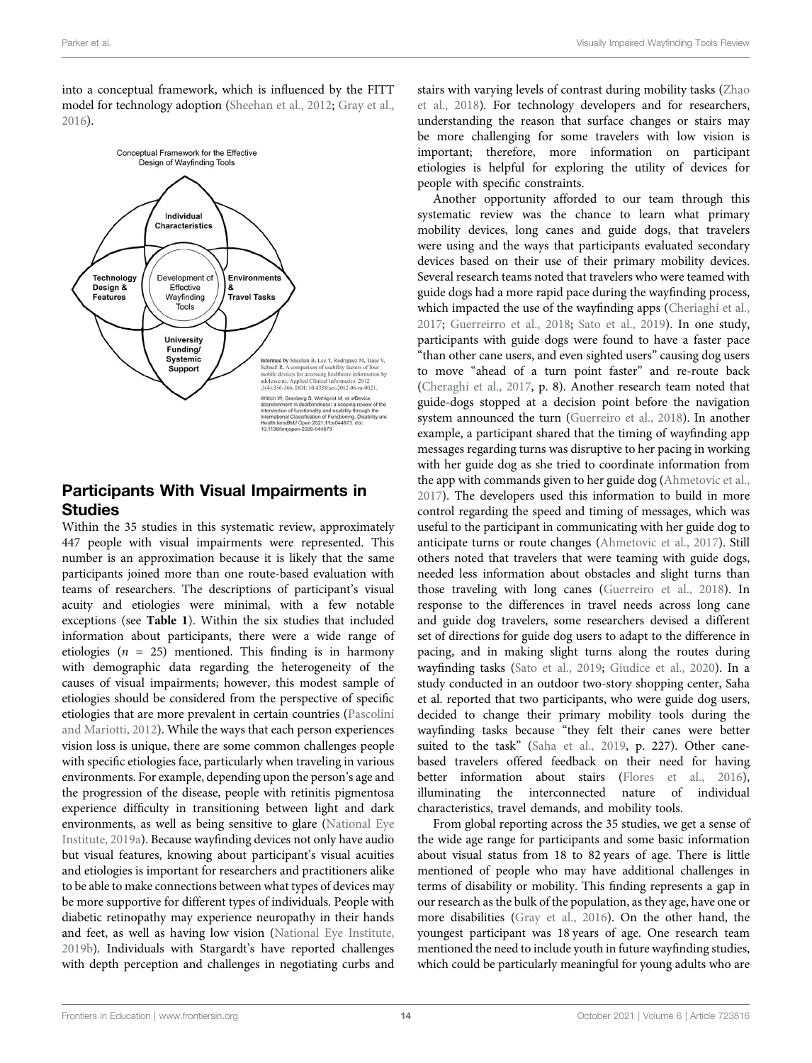into a conceptual framework, which is influenced by the FITT model for technology adoption (Sheehan et al., 2012; Gray et al., 2016).

Conceptual Framework for the Effective Design of Wayfinding Tools

Individual Characteristics

Technology Design & Features

Development of Effective Wayfinding Tools

Environments & Travel Tasks

University Funding/ Systemic Support

Informed by Sheehan B, Lee Y, Rodriguez M, Tiase V, Schnall R. A comparison of usability factors of four mobile devices for accessing healthcare information by adolescents. Applied Clinical Informatics. 2012 ;3(4):356-366. DOI: 10.4338/aci-2012-06-ra-0021.

Wittich W, Granberg S, Wahlqvist M, *et al* Device abandonment in deafblindness: a scoping review of the intersection of functionality and usability through the International Classification of Functioning, Disability and Health lens*BMJ Open* 2021;**11:**e044873. doi: 10.1136/bmjopen-2020-044873

## Participants With Visual Impairments in Studies

Within the 35 studies in this systematic review, approximately 447 people with visual impairments were represented. This number is an approximation because it is likely that the same participants joined more than one route-based evaluation with teams of researchers. The descriptions of participant's visual acuity and etiologies were minimal, with a few notable exceptions (see **Table 1**). Within the six studies that included information about participants, there were a wide range of etiologies ($n$ = 25) mentioned. This finding is in harmony with demographic data regarding the heterogeneity of the causes of visual impairments; however, this modest sample of etiologies should be considered from the perspective of specific etiologies that are more prevalent in certain countries (Pascolini and Mariotti, 2012). While the ways that each person experiences vision loss is unique, there are some common challenges people with specific etiologies face, particularly when traveling in various environments. For example, depending upon the person's age and the progression of the disease, people with retinitis pigmentosa experience difficulty in transitioning between light and dark environments, as well as being sensitive to glare (National Eye Institute, 2019a). Because wayfinding devices not only have audio but visual features, knowing about participant's visual acuities and etiologies is important for researchers and practitioners alike to be able to make connections between what types of devices may be more supportive for different types of individuals. People with diabetic retinopathy may experience neuropathy in their hands and feet, as well as having low vision (National Eye Institute, 2019b). Individuals with Stargardt's have reported challenges with depth perception and challenges in negotiating curbs and stairs with varying levels of contrast during mobility tasks (Zhao et al., 2018). For technology developers and for researchers, understanding the reason that surface changes or stairs may be more challenging for some travelers with low vision is important; therefore, more information on participant etiologies is helpful for exploring the utility of devices for people with specific constraints.

Another opportunity afforded to our team through this systematic review was the chance to learn what primary mobility devices, long canes and guide dogs, that travelers were using and the ways that participants evaluated secondary devices based on their use of their primary mobility devices. Several research teams noted that travelers who were teamed with guide dogs had a more rapid pace during the wayfinding process, which impacted the use of the wayfinding apps (Cheriaghi et al., 2017; Guerreirro et al., 2018; Sato et al., 2019). In one study, participants with guide dogs were found to have a faster pace "than other cane users, and even sighted users" causing dog users to move "ahead of a turn point faster" and re-route back (Cheraghi et al., 2017, p. 8). Another research team noted that guide-dogs stopped at a decision point before the navigation system announced the turn (Guerreiro et al., 2018). In another example, a participant shared that the timing of wayfinding app messages regarding turns was disruptive to her pacing in working with her guide dog as she tried to coordinate information from the app with commands given to her guide dog (Ahmetovic et al., 2017). The developers used this information to build in more control regarding the speed and timing of messages, which was useful to the participant in communicating with her guide dog to anticipate turns or route changes (Ahmetovic et al., 2017). Still others noted that travelers that were teaming with guide dogs, needed less information about obstacles and slight turns than those traveling with long canes (Guerreiro et al., 2018). In response to the differences in travel needs across long cane and guide dog travelers, some researchers devised a different set of directions for guide dog users to adapt to the difference in pacing, and in making slight turns along the routes during wayfinding tasks (Sato et al., 2019; Giudice et al., 2020). In a study conducted in an outdoor two-story shopping center, Saha et al. reported that two participants, who were guide dog users, decided to change their primary mobility tools during the wayfinding tasks because "they felt their canes were better suited to the task" (Saha et al., 2019, p. 227). Other cane-based travelers offered feedback on their need for having better information about stairs (Flores et al., 2016), illuminating the interconnected nature of individual characteristics, travel demands, and mobility tools.

From global reporting across the 35 studies, we get a sense of the wide age range for participants and some basic information about visual status from 18 to 82 years of age. There is little mentioned of people who may have additional challenges in terms of disability or mobility. This finding represents a gap in our research as the bulk of the population, as they age, have one or more disabilities (Gray et al., 2016). On the other hand, the youngest participant was 18 years of age. One research team mentioned the need to include youth in future wayfinding studies, which could be particularly meaningful for young adults who are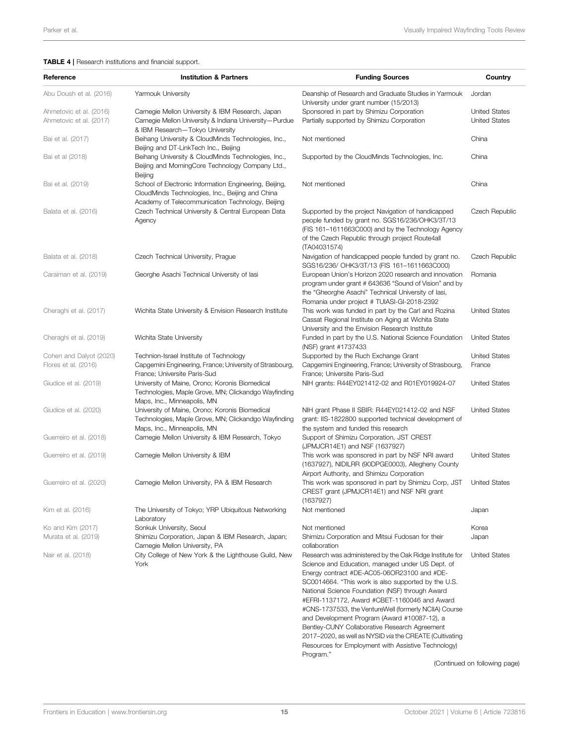**TABLE 4** | Research institutions and financial support.

| Reference | Institution & Partners | Funding Sources | Country |
|---|---|---|---|
| Abu Doush et al. (2016) | Yarmouk University | Deanship of Research and Graduate Studies in Yarmouk University under grant number (15/2013) | Jordan |
| Ahmetovic et al. (2016) | Carnegie Mellon University & IBM Research, Japan | Sponsored in part by Shimizu Corporation | United States |
| Ahmetovic et al. (2017) | Carnegie Mellon University & Indiana University—Purdue & IBM Research—Tokyo University | Partially supported by Shimizu Corporation | United States |
| Bai et al. (2017) | Beihang University & CloudMinds Technologies, Inc., Beijing and DT-LinkTech Inc., Beijing | Not mentioned | China |
| Bai et al (2018) | Beihang University & CloudMinds Technologies, Inc., Beijing and MorningCore Technology Company Ltd., Beijing | Supported by the CloudMinds Technologies, Inc. | China |
| Bai et al. (2019) | School of Electronic Information Engineering, Beijing, CloudMinds Technologies, Inc., Beijing and China Academy of Telecommunication Technology, Beijing | Not mentioned | China |
| Balata et al. (2016) | Czech Technical University & Central European Data Agency | Supported by the project Navigation of handicapped people funded by grant no. SGS16/236/OHK3/3T/13 (FIS 161–1611663C000) and by the Technology Agency of the Czech Republic through project Route4all (TA04031574) | Czech Republic |
| Balata et al. (2018) | Czech Technical University, Prague | Navigation of handicapped people funded by grant no. SGS16/236/ OHK3/3T/13 (FIS 161–1611663C000) | Czech Republic |
| Caraiman et al. (2019) | Georghe Asachi Technical University of Iasi | European Union's Horizon 2020 research and innovation program under grant # 643636 "Sound of Vision" and by the "Gheorghe Asachi" Technical University of Iasi, Romania under project # TUIASI-GI-2018-2392 | Romania |
| Cheraghi et al. (2017) | Wichita State University & Envision Research Institute | This work was funded in part by the Carl and Rozina Cassat Regional Institute on Aging at Wichita State University and the Envision Research Institute | United States |
| Cheraghi et al. (2019) | Wichita State University | Funded in part by the U.S. National Science Foundation (NSF) grant #1737433 | United States |
| Cohen and Dalyot (2020) | Technion-Israel Institute of Technology | Supported by the Ruch Exchange Grant | United States |
| Flores et al. (2016) | Capgemini Engineering, France; University of Strasbourg, France; Universite Paris-Sud | Capgemini Engineering, France; University of Strasbourg, France; Universite Paris-Sud | France |
| Giudice et al. (2019) | University of Maine, Orono; Koronis Biomedical Technologies, Maple Grove, MN; Clickandgo Wayfinding Maps, Inc., Minneapolis, MN | NIH grants: R44EY021412-02 and R01EY019924-07 | United States |
| Giudice et al. (2020) | University of Maine, Orono; Koronis Biomedical Technologies, Maple Grove, MN; Clickandgo Wayfinding Maps, Inc., Minneapolis, MN | NIH grant Phase II SBIR: R44EY021412-02 and NSF grant: IIS-1822800 supported technical development of the system and funded this research | United States |
| Guerreiro et al. (2018) | Carnegie Mellon University & IBM Research, Tokyo | Support of Shimizu Corporation, JST CREST (JPMJCR14E1) and NSF (1637927) | |
| Guerreiro et al. (2019) | Carnegie Mellon University & IBM | This work was sponsored in part by NSF NRI award (1637927), NIDILRR (90DPGE0003), Allegheny County Airport Authority, and Shimizu Corporation | United States |
| Guerreiro et al. (2020) | Carnegie Mellon University, PA & IBM Research | This work was sponsored in part by Shimizu Corp, JST CREST grant (JPMJCR14E1) and NSF NRI grant (1637927) | United States |
| Kim et al. (2016) | The University of Tokyo; YRP Ubiquitous Networking Laboratory | Not mentioned | Japan |
| Ko and Kim (2017) | Sonkuk University, Seoul | Not mentioned | Korea |
| Murata et al. (2019) | Shimizu Corporation, Japan & IBM Research, Japan; Carnegie Mellon University, PA | Shimizu Corporation and Mitsui Fudosan for their collaboration | Japan |
| Nair et al. (2018) | City College of New York & the Lighthouse Guild, New York | Research was administered by the Oak Ridge Institute for Science and Education, managed under US Dept. of Energy contract #DE-AC05-06OR23100 and #DE-SC0014664. "This work is also supported by the U.S. National Science Foundation (NSF) through Award #EFRI-1137172, Award #CBET-1160046 and Award #CNS-1737533, the VentureWell (formerly NCIIA) Course and Development Program (Award #10087-12), a Bentley-CUNY Collaborative Research Agreement 2017–2020, as well as NYSID *via* the CREATE (Cultivating Resources for Employment with Assistive Technology) Program." | United States |

(Continued on following page)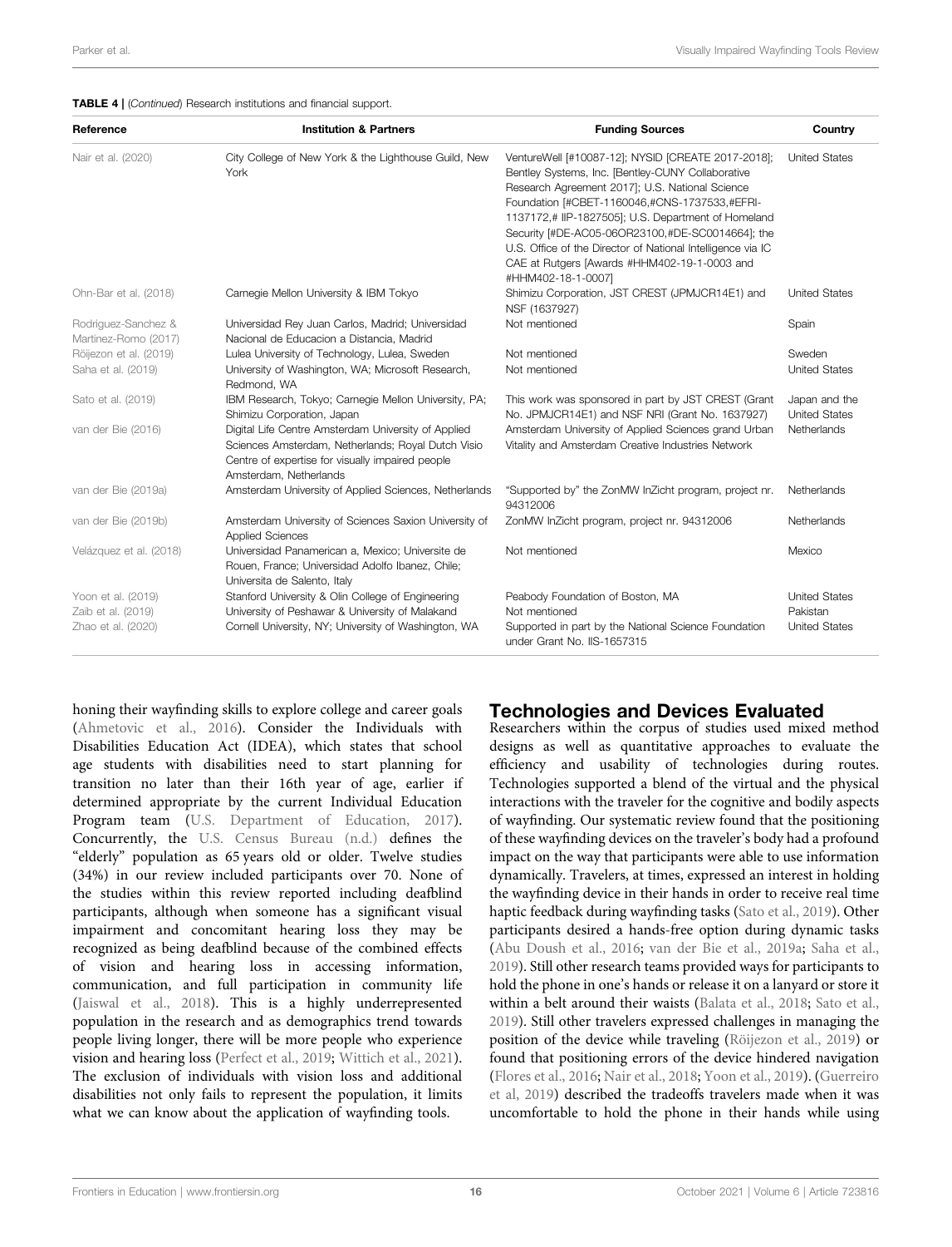**TABLE 4** | (Continued) Research institutions and financial support.

| Reference | Institution & Partners | Funding Sources | Country |
|---|---|---|---|
| Nair et al. (2020) | City College of New York & the Lighthouse Guild, New York | VentureWell [#10087-12]; NYSID [CREATE 2017-2018]; Bentley Systems, Inc. [Bentley-CUNY Collaborative Research Agreement 2017]; U.S. National Science Foundation [#CBET-1160046,#CNS-1737533,#EFRI-1137172,# IIP-1827505]; U.S. Department of Homeland Security [#DE-AC05-06OR23100,#DE-SC0014664]; the U.S. Office of the Director of National Intelligence via IC CAE at Rutgers [Awards #HHM402-19-1-0003 and #HHM402-18-1-0007] | United States |
| Ohn-Bar et al. (2018) | Carnegie Mellon University & IBM Tokyo | Shimizu Corporation, JST CREST (JPMJCR14E1) and NSF (1637927) | United States |
| Rodriguez-Sanchez & Martinez-Romo (2017) | Universidad Rey Juan Carlos, Madrid; Universidad Nacional de Educacion a Distancia, Madrid | Not mentioned | Spain |
| Röijezon et al. (2019) | Lulea University of Technology, Lulea, Sweden | Not mentioned | Sweden |
| Saha et al. (2019) | University of Washington, WA; Microsoft Research, Redmond, WA | Not mentioned | United States |
| Sato et al. (2019) | IBM Research, Tokyo; Carnegie Mellon University, PA; Shimizu Corporation, Japan | This work was sponsored in part by JST CREST (Grant No. JPMJCR14E1) and NSF NRI (Grant No. 1637927) | Japan and the United States |
| van der Bie (2016) | Digital Life Centre Amsterdam University of Applied Sciences Amsterdam, Netherlands; Royal Dutch Visio Centre of expertise for visually impaired people Amsterdam, Netherlands | Amsterdam University of Applied Sciences grand Urban Vitality and Amsterdam Creative Industries Network | Netherlands |
| van der Bie (2019a) | Amsterdam University of Applied Sciences, Netherlands | "Supported by" the ZonMW InZicht program, project nr. 94312006 | Netherlands |
| van der Bie (2019b) | Amsterdam University of Sciences Saxion University of Applied Sciences | ZonMW InZicht program, project nr. 94312006 | Netherlands |
| Velázquez et al. (2018) | Universidad Panamerican a, Mexico; Universite de Rouen, France; Universidad Adolfo Ibanez, Chile; Universita de Salento, Italy | Not mentioned | Mexico |
| Yoon et al. (2019) | Stanford University & Olin College of Engineering | Peabody Foundation of Boston, MA | United States |
| Zaib et al. (2019) | University of Peshawar & University of Malakand | Not mentioned | Pakistan |
| Zhao et al. (2020) | Cornell University, NY; University of Washington, WA | Supported in part by the National Science Foundation under Grant No. IIS-1657315 | United States |

honing their wayfinding skills to explore college and career goals (Ahmetovic et al., 2016). Consider the Individuals with Disabilities Education Act (IDEA), which states that school age students with disabilities need to start planning for transition no later than their 16th year of age, earlier if determined appropriate by the current Individual Education Program team (U.S. Department of Education, 2017). Concurrently, the U.S. Census Bureau (n.d.) defines the "elderly" population as 65 years old or older. Twelve studies (34%) in our review included participants over 70. None of the studies within this review reported including deafblind participants, although when someone has a significant visual impairment and concomitant hearing loss they may be recognized as being deafblind because of the combined effects of vision and hearing loss in accessing information, communication, and full participation in community life (Jaiswal et al., 2018). This is a highly underrepresented population in the research and as demographics trend towards people living longer, there will be more people who experience vision and hearing loss (Perfect et al., 2019; Wittich et al., 2021). The exclusion of individuals with vision loss and additional disabilities not only fails to represent the population, it limits what we can know about the application of wayfinding tools.

## Technologies and Devices Evaluated

Researchers within the corpus of studies used mixed method designs as well as quantitative approaches to evaluate the efficiency and usability of technologies during routes. Technologies supported a blend of the virtual and the physical interactions with the traveler for the cognitive and bodily aspects of wayfinding. Our systematic review found that the positioning of these wayfinding devices on the traveler's body had a profound impact on the way that participants were able to use information dynamically. Travelers, at times, expressed an interest in holding the wayfinding device in their hands in order to receive real time haptic feedback during wayfinding tasks (Sato et al., 2019). Other participants desired a hands-free option during dynamic tasks (Abu Doush et al., 2016; van der Bie et al., 2019a; Saha et al., 2019). Still other research teams provided ways for participants to hold the phone in one's hands or release it on a lanyard or store it within a belt around their waists (Balata et al., 2018; Sato et al., 2019). Still other travelers expressed challenges in managing the position of the device while traveling (Röijezon et al., 2019) or found that positioning errors of the device hindered navigation (Flores et al., 2016; Nair et al., 2018; Yoon et al., 2019). (Guerreiro et al, 2019) described the tradeoffs travelers made when it was uncomfortable to hold the phone in their hands while using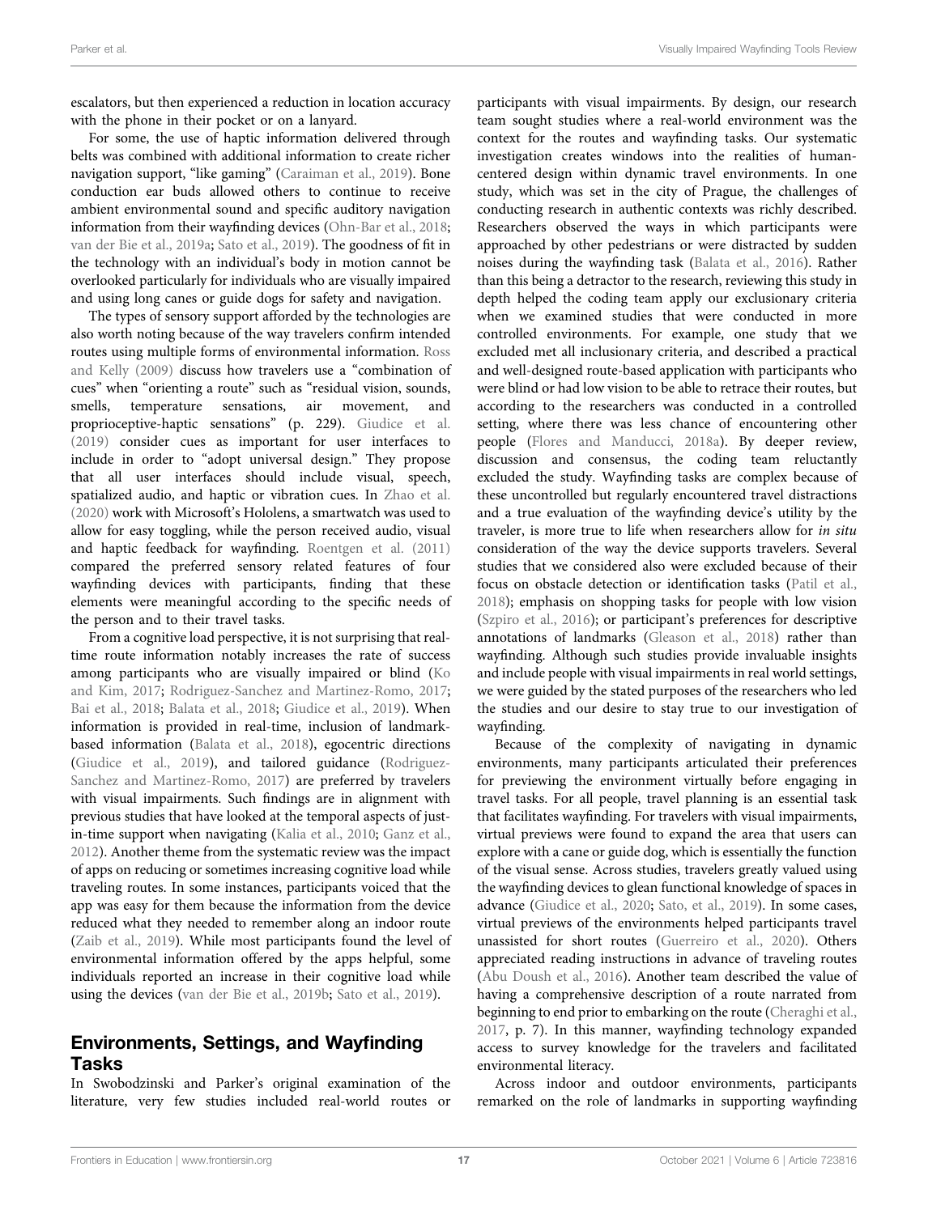escalators, but then experienced a reduction in location accuracy with the phone in their pocket or on a lanyard.

For some, the use of haptic information delivered through belts was combined with additional information to create richer navigation support, "like gaming" (Caraiman et al., 2019). Bone conduction ear buds allowed others to continue to receive ambient environmental sound and specific auditory navigation information from their wayfinding devices (Ohn-Bar et al., 2018; van der Bie et al., 2019a; Sato et al., 2019). The goodness of fit in the technology with an individual's body in motion cannot be overlooked particularly for individuals who are visually impaired and using long canes or guide dogs for safety and navigation.

The types of sensory support afforded by the technologies are also worth noting because of the way travelers confirm intended routes using multiple forms of environmental information. Ross and Kelly (2009) discuss how travelers use a "combination of cues" when "orienting a route" such as "residual vision, sounds, smells, temperature sensations, air movement, and proprioceptive-haptic sensations" (p. 229). Giudice et al. (2019) consider cues as important for user interfaces to include in order to "adopt universal design." They propose that all user interfaces should include visual, speech, spatialized audio, and haptic or vibration cues. In Zhao et al. (2020) work with Microsoft's Hololens, a smartwatch was used to allow for easy toggling, while the person received audio, visual and haptic feedback for wayfinding. Roentgen et al. (2011) compared the preferred sensory related features of four wayfinding devices with participants, finding that these elements were meaningful according to the specific needs of the person and to their travel tasks.

From a cognitive load perspective, it is not surprising that real-time route information notably increases the rate of success among participants who are visually impaired or blind (Ko and Kim, 2017; Rodriguez-Sanchez and Martinez-Romo, 2017; Bai et al., 2018; Balata et al., 2018; Giudice et al., 2019). When information is provided in real-time, inclusion of landmark-based information (Balata et al., 2018), egocentric directions (Giudice et al., 2019), and tailored guidance (Rodriguez-Sanchez and Martinez-Romo, 2017) are preferred by travelers with visual impairments. Such findings are in alignment with previous studies that have looked at the temporal aspects of just-in-time support when navigating (Kalia et al., 2010; Ganz et al., 2012). Another theme from the systematic review was the impact of apps on reducing or sometimes increasing cognitive load while traveling routes. In some instances, participants voiced that the app was easy for them because the information from the device reduced what they needed to remember along an indoor route (Zaib et al., 2019). While most participants found the level of environmental information offered by the apps helpful, some individuals reported an increase in their cognitive load while using the devices (van der Bie et al., 2019b; Sato et al., 2019).

## Environments, Settings, and Wayfinding Tasks

In Swobodzinski and Parker's original examination of the literature, very few studies included real-world routes or participants with visual impairments. By design, our research team sought studies where a real-world environment was the context for the routes and wayfinding tasks. Our systematic investigation creates windows into the realities of human-centered design within dynamic travel environments. In one study, which was set in the city of Prague, the challenges of conducting research in authentic contexts was richly described. Researchers observed the ways in which participants were approached by other pedestrians or were distracted by sudden noises during the wayfinding task (Balata et al., 2016). Rather than this being a detractor to the research, reviewing this study in depth helped the coding team apply our exclusionary criteria when we examined studies that were conducted in more controlled environments. For example, one study that we excluded met all inclusionary criteria, and described a practical and well-designed route-based application with participants who were blind or had low vision to be able to retrace their routes, but according to the researchers was conducted in a controlled setting, where there was less chance of encountering other people (Flores and Manducci, 2018a). By deeper review, discussion and consensus, the coding team reluctantly excluded the study. Wayfinding tasks are complex because of these uncontrolled but regularly encountered travel distractions and a true evaluation of the wayfinding device's utility by the traveler, is more true to life when researchers allow for *in situ* consideration of the way the device supports travelers. Several studies that we considered also were excluded because of their focus on obstacle detection or identification tasks (Patil et al., 2018); emphasis on shopping tasks for people with low vision (Szpiro et al., 2016); or participant's preferences for descriptive annotations of landmarks (Gleason et al., 2018) rather than wayfinding. Although such studies provide invaluable insights and include people with visual impairments in real world settings, we were guided by the stated purposes of the researchers who led the studies and our desire to stay true to our investigation of wayfinding.

Because of the complexity of navigating in dynamic environments, many participants articulated their preferences for previewing the environment virtually before engaging in travel tasks. For all people, travel planning is an essential task that facilitates wayfinding. For travelers with visual impairments, virtual previews were found to expand the area that users can explore with a cane or guide dog, which is essentially the function of the visual sense. Across studies, travelers greatly valued using the wayfinding devices to glean functional knowledge of spaces in advance (Giudice et al., 2020; Sato, et al., 2019). In some cases, virtual previews of the environments helped participants travel unassisted for short routes (Guerreiro et al., 2020). Others appreciated reading instructions in advance of traveling routes (Abu Doush et al., 2016). Another team described the value of having a comprehensive description of a route narrated from beginning to end prior to embarking on the route (Cheraghi et al., 2017, p. 7). In this manner, wayfinding technology expanded access to survey knowledge for the travelers and facilitated environmental literacy.

Across indoor and outdoor environments, participants remarked on the role of landmarks in supporting wayfinding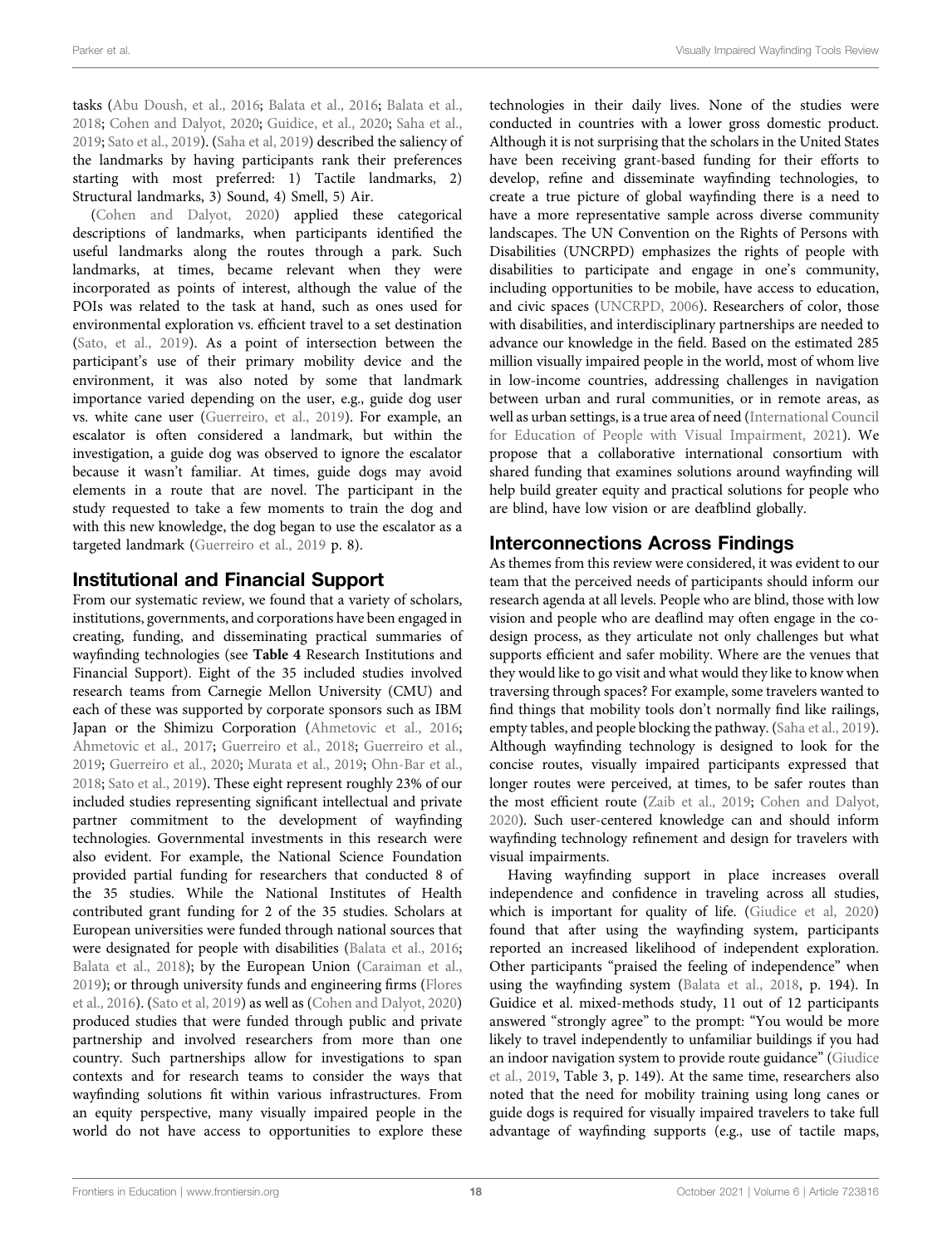tasks (Abu Doush, et al., 2016; Balata et al., 2016; Balata et al., 2018; Cohen and Dalyot, 2020; Guidice, et al., 2020; Saha et al., 2019; Sato et al., 2019). (Saha et al, 2019) described the saliency of the landmarks by having participants rank their preferences starting with most preferred: 1) Tactile landmarks, 2) Structural landmarks, 3) Sound, 4) Smell, 5) Air.

(Cohen and Dalyot, 2020) applied these categorical descriptions of landmarks, when participants identified the useful landmarks along the routes through a park. Such landmarks, at times, became relevant when they were incorporated as points of interest, although the value of the POIs was related to the task at hand, such as ones used for environmental exploration vs. efficient travel to a set destination (Sato, et al., 2019). As a point of intersection between the participant's use of their primary mobility device and the environment, it was also noted by some that landmark importance varied depending on the user, e.g., guide dog user vs. white cane user (Guerreiro, et al., 2019). For example, an escalator is often considered a landmark, but within the investigation, a guide dog was observed to ignore the escalator because it wasn't familiar. At times, guide dogs may avoid elements in a route that are novel. The participant in the study requested to take a few moments to train the dog and with this new knowledge, the dog began to use the escalator as a targeted landmark (Guerreiro et al., 2019 p. 8).

## Institutional and Financial Support

From our systematic review, we found that a variety of scholars, institutions, governments, and corporations have been engaged in creating, funding, and disseminating practical summaries of wayfinding technologies (see **Table 4** Research Institutions and Financial Support). Eight of the 35 included studies involved research teams from Carnegie Mellon University (CMU) and each of these was supported by corporate sponsors such as IBM Japan or the Shimizu Corporation (Ahmetovic et al., 2016; Ahmetovic et al., 2017; Guerreiro et al., 2018; Guerreiro et al., 2019; Guerreiro et al., 2020; Murata et al., 2019; Ohn-Bar et al., 2018; Sato et al., 2019). These eight represent roughly 23% of our included studies representing significant intellectual and private partner commitment to the development of wayfinding technologies. Governmental investments in this research were also evident. For example, the National Science Foundation provided partial funding for researchers that conducted 8 of the 35 studies. While the National Institutes of Health contributed grant funding for 2 of the 35 studies. Scholars at European universities were funded through national sources that were designated for people with disabilities (Balata et al., 2016; Balata et al., 2018); by the European Union (Caraiman et al., 2019); or through university funds and engineering firms (Flores et al., 2016). (Sato et al, 2019) as well as (Cohen and Dalyot, 2020) produced studies that were funded through public and private partnership and involved researchers from more than one country. Such partnerships allow for investigations to span contexts and for research teams to consider the ways that wayfinding solutions fit within various infrastructures. From an equity perspective, many visually impaired people in the world do not have access to opportunities to explore these technologies in their daily lives. None of the studies were conducted in countries with a lower gross domestic product. Although it is not surprising that the scholars in the United States have been receiving grant-based funding for their efforts to develop, refine and disseminate wayfinding technologies, to create a true picture of global wayfinding there is a need to have a more representative sample across diverse community landscapes. The UN Convention on the Rights of Persons with Disabilities (UNCRPD) emphasizes the rights of people with disabilities to participate and engage in one's community, including opportunities to be mobile, have access to education, and civic spaces (UNCRPD, 2006). Researchers of color, those with disabilities, and interdisciplinary partnerships are needed to advance our knowledge in the field. Based on the estimated 285 million visually impaired people in the world, most of whom live in low-income countries, addressing challenges in navigation between urban and rural communities, or in remote areas, as well as urban settings, is a true area of need (International Council for Education of People with Visual Impairment, 2021). We propose that a collaborative international consortium with shared funding that examines solutions around wayfinding will help build greater equity and practical solutions for people who are blind, have low vision or are deafblind globally.

## Interconnections Across Findings

As themes from this review were considered, it was evident to our team that the perceived needs of participants should inform our research agenda at all levels. People who are blind, those with low vision and people who are deaflind may often engage in the co-design process, as they articulate not only challenges but what supports efficient and safer mobility. Where are the venues that they would like to go visit and what would they like to know when traversing through spaces? For example, some travelers wanted to find things that mobility tools don't normally find like railings, empty tables, and people blocking the pathway. (Saha et al., 2019). Although wayfinding technology is designed to look for the concise routes, visually impaired participants expressed that longer routes were perceived, at times, to be safer routes than the most efficient route (Zaib et al., 2019; Cohen and Dalyot, 2020). Such user-centered knowledge can and should inform wayfinding technology refinement and design for travelers with visual impairments.

Having wayfinding support in place increases overall independence and confidence in traveling across all studies, which is important for quality of life. (Giudice et al, 2020) found that after using the wayfinding system, participants reported an increased likelihood of independent exploration. Other participants "praised the feeling of independence" when using the wayfinding system (Balata et al., 2018, p. 194). In Guidice et al. mixed-methods study, 11 out of 12 participants answered "strongly agree" to the prompt: "You would be more likely to travel independently to unfamiliar buildings if you had an indoor navigation system to provide route guidance" (Giudice et al., 2019, Table 3, p. 149). At the same time, researchers also noted that the need for mobility training using long canes or guide dogs is required for visually impaired travelers to take full advantage of wayfinding supports (e.g., use of tactile maps,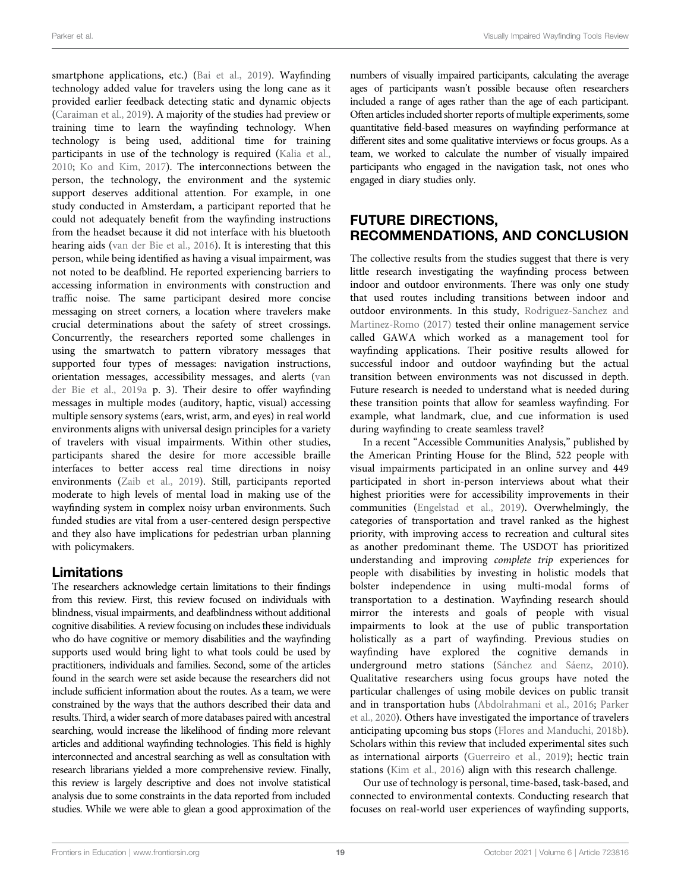smartphone applications, etc.) (Bai et al., 2019). Wayfinding technology added value for travelers using the long cane as it provided earlier feedback detecting static and dynamic objects (Caraiman et al., 2019). A majority of the studies had preview or training time to learn the wayfinding technology. When technology is being used, additional time for training participants in use of the technology is required (Kalia et al., 2010; Ko and Kim, 2017). The interconnections between the person, the technology, the environment and the systemic support deserves additional attention. For example, in one study conducted in Amsterdam, a participant reported that he could not adequately benefit from the wayfinding instructions from the headset because it did not interface with his bluetooth hearing aids (van der Bie et al., 2016). It is interesting that this person, while being identified as having a visual impairment, was not noted to be deafblind. He reported experiencing barriers to accessing information in environments with construction and traffic noise. The same participant desired more concise messaging on street corners, a location where travelers make crucial determinations about the safety of street crossings. Concurrently, the researchers reported some challenges in using the smartwatch to pattern vibratory messages that supported four types of messages: navigation instructions, orientation messages, accessibility messages, and alerts (van der Bie et al., 2019a p. 3). Their desire to offer wayfinding messages in multiple modes (auditory, haptic, visual) accessing multiple sensory systems (ears, wrist, arm, and eyes) in real world environments aligns with universal design principles for a variety of travelers with visual impairments. Within other studies, participants shared the desire for more accessible braille interfaces to better access real time directions in noisy environments (Zaib et al., 2019). Still, participants reported moderate to high levels of mental load in making use of the wayfinding system in complex noisy urban environments. Such funded studies are vital from a user-centered design perspective and they also have implications for pedestrian urban planning with policymakers.

## Limitations

The researchers acknowledge certain limitations to their findings from this review. First, this review focused on individuals with blindness, visual impairments, and deafblindness without additional cognitive disabilities. A review focusing on includes these individuals who do have cognitive or memory disabilities and the wayfinding supports used would bring light to what tools could be used by practitioners, individuals and families. Second, some of the articles found in the search were set aside because the researchers did not include sufficient information about the routes. As a team, we were constrained by the ways that the authors described their data and results. Third, a wider search of more databases paired with ancestral searching, would increase the likelihood of finding more relevant articles and additional wayfinding technologies. This field is highly interconnected and ancestral searching as well as consultation with research librarians yielded a more comprehensive review. Finally, this review is largely descriptive and does not involve statistical analysis due to some constraints in the data reported from included studies. While we were able to glean a good approximation of the numbers of visually impaired participants, calculating the average ages of participants wasn't possible because often researchers included a range of ages rather than the age of each participant. Often articles included shorter reports of multiple experiments, some quantitative field-based measures on wayfinding performance at different sites and some qualitative interviews or focus groups. As a team, we worked to calculate the number of visually impaired participants who engaged in the navigation task, not ones who engaged in diary studies only.

# FUTURE DIRECTIONS, RECOMMENDATIONS, AND CONCLUSION

The collective results from the studies suggest that there is very little research investigating the wayfinding process between indoor and outdoor environments. There was only one study that used routes including transitions between indoor and outdoor environments. In this study, Rodriguez-Sanchez and Martinez-Romo (2017) tested their online management service called GAWA which worked as a management tool for wayfinding applications. Their positive results allowed for successful indoor and outdoor wayfinding but the actual transition between environments was not discussed in depth. Future research is needed to understand what is needed during these transition points that allow for seamless wayfinding. For example, what landmark, clue, and cue information is used during wayfinding to create seamless travel?

In a recent "Accessible Communities Analysis," published by the American Printing House for the Blind, 522 people with visual impairments participated in an online survey and 449 participated in short in-person interviews about what their highest priorities were for accessibility improvements in their communities (Engelstad et al., 2019). Overwhelmingly, the categories of transportation and travel ranked as the highest priority, with improving access to recreation and cultural sites as another predominant theme. The USDOT has prioritized understanding and improving *complete trip* experiences for people with disabilities by investing in holistic models that bolster independence in using multi-modal forms of transportation to a destination. Wayfinding research should mirror the interests and goals of people with visual impairments to look at the use of public transportation holistically as a part of wayfinding. Previous studies on wayfinding have explored the cognitive demands in underground metro stations (Sánchez and Sáenz, 2010). Qualitative researchers using focus groups have noted the particular challenges of using mobile devices on public transit and in transportation hubs (Abdolrahmani et al., 2016; Parker et al., 2020). Others have investigated the importance of travelers anticipating upcoming bus stops (Flores and Manduchi, 2018b). Scholars within this review that included experimental sites such as international airports (Guerreiro et al., 2019); hectic train stations (Kim et al., 2016) align with this research challenge.

Our use of technology is personal, time-based, task-based, and connected to environmental contexts. Conducting research that focuses on real-world user experiences of wayfinding supports,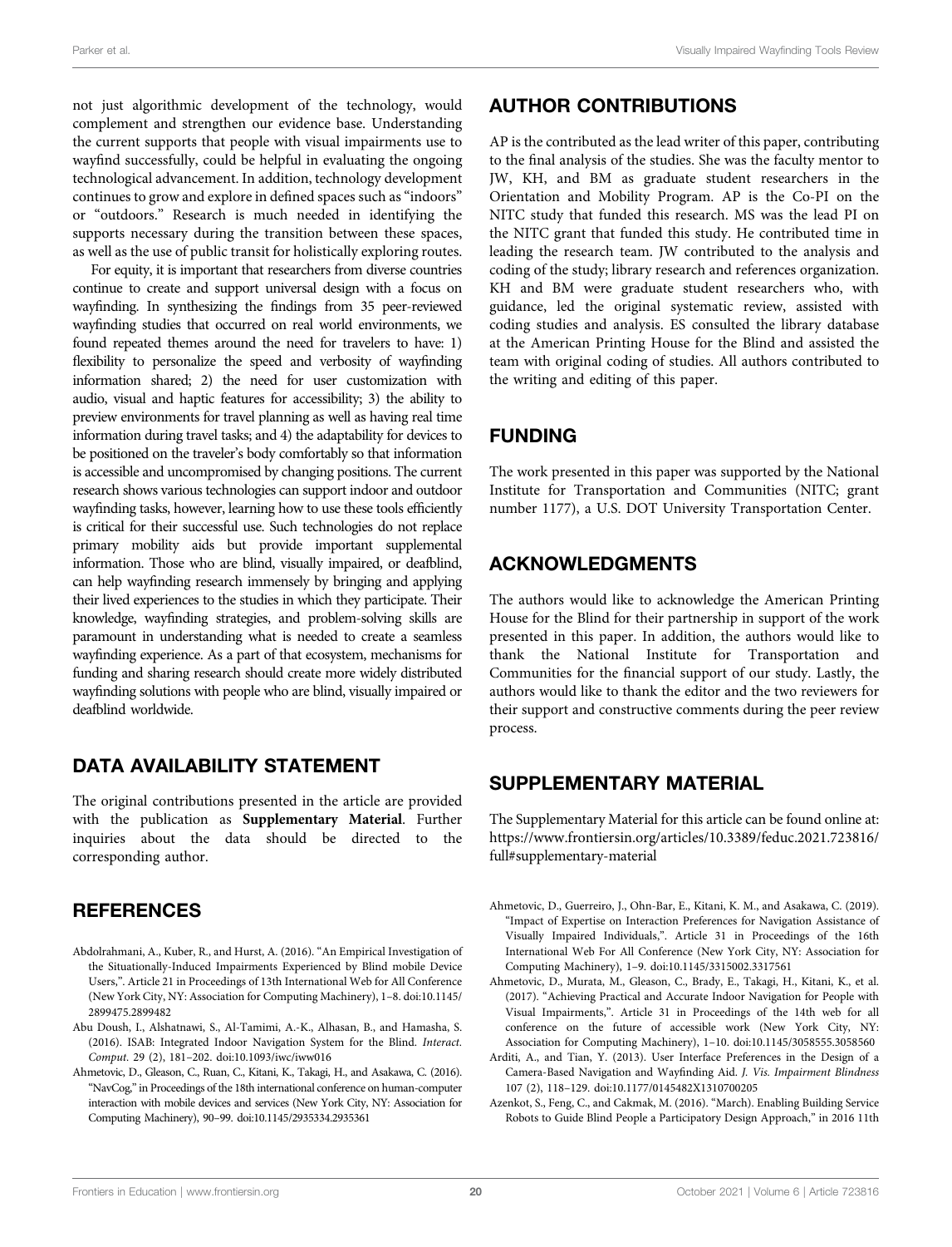not just algorithmic development of the technology, would complement and strengthen our evidence base. Understanding the current supports that people with visual impairments use to wayfind successfully, could be helpful in evaluating the ongoing technological advancement. In addition, technology development continues to grow and explore in defined spaces such as "indoors" or "outdoors." Research is much needed in identifying the supports necessary during the transition between these spaces, as well as the use of public transit for holistically exploring routes.

For equity, it is important that researchers from diverse countries continue to create and support universal design with a focus on wayfinding. In synthesizing the findings from 35 peer-reviewed wayfinding studies that occurred on real world environments, we found repeated themes around the need for travelers to have: 1) flexibility to personalize the speed and verbosity of wayfinding information shared; 2) the need for user customization with audio, visual and haptic features for accessibility; 3) the ability to preview environments for travel planning as well as having real time information during travel tasks; and 4) the adaptability for devices to be positioned on the traveler's body comfortably so that information is accessible and uncompromised by changing positions. The current research shows various technologies can support indoor and outdoor wayfinding tasks, however, learning how to use these tools efficiently is critical for their successful use. Such technologies do not replace primary mobility aids but provide important supplemental information. Those who are blind, visually impaired, or deafblind, can help wayfinding research immensely by bringing and applying their lived experiences to the studies in which they participate. Their knowledge, wayfinding strategies, and problem-solving skills are paramount in understanding what is needed to create a seamless wayfinding experience. As a part of that ecosystem, mechanisms for funding and sharing research should create more widely distributed wayfinding solutions with people who are blind, visually impaired or deafblind worldwide.

## DATA AVAILABILITY STATEMENT

The original contributions presented in the article are provided with the publication as **Supplementary Material**. Further inquiries about the data should be directed to the corresponding author.

## AUTHOR CONTRIBUTIONS

AP is the contributed as the lead writer of this paper, contributing to the final analysis of the studies. She was the faculty mentor to JW, KH, and BM as graduate student researchers in the Orientation and Mobility Program. AP is the Co-PI on the NITC study that funded this research. MS was the lead PI on the NITC grant that funded this study. He contributed time in leading the research team. JW contributed to the analysis and coding of the study; library research and references organization. KH and BM were graduate student researchers who, with guidance, led the original systematic review, assisted with coding studies and analysis. ES consulted the library database at the American Printing House for the Blind and assisted the team with original coding of studies. All authors contributed to the writing and editing of this paper.

## FUNDING

The work presented in this paper was supported by the National Institute for Transportation and Communities (NITC; grant number 1177), a U.S. DOT University Transportation Center.

## ACKNOWLEDGMENTS

The authors would like to acknowledge the American Printing House for the Blind for their partnership in support of the work presented in this paper. In addition, the authors would like to thank the National Institute for Transportation and Communities for the financial support of our study. Lastly, the authors would like to thank the editor and the two reviewers for their support and constructive comments during the peer review process.

## SUPPLEMENTARY MATERIAL

The Supplementary Material for this article can be found online at: https://www.frontiersin.org/articles/10.3389/feduc.2021.723816/full#supplementary-material

## REFERENCES

Abdolrahmani, A., Kuber, R., and Hurst, A. (2016). "An Empirical Investigation of the Situationally-Induced Impairments Experienced by Blind mobile Device Users,". Article 21 in Proceedings of 13th International Web for All Conference (New York City, NY: Association for Computing Machinery), 1–8. doi:10.1145/2899475.2899482

Abu Doush, I., Alshatnawi, S., Al-Tamimi, A.-K., Alhasan, B., and Hamasha, S. (2016). ISAB: Integrated Indoor Navigation System for the Blind. *Interact. Comput.* 29 (2), 181–202. doi:10.1093/iwc/iww016

Ahmetovic, D., Gleason, C., Ruan, C., Kitani, K., Takagi, H., and Asakawa, C. (2016). "NavCog," in Proceedings of the 18th international conference on human-computer interaction with mobile devices and services (New York City, NY: Association for Computing Machinery), 90–99. doi:10.1145/2935334.2935361

Ahmetovic, D., Guerreiro, J., Ohn-Bar, E., Kitani, K. M., and Asakawa, C. (2019). "Impact of Expertise on Interaction Preferences for Navigation Assistance of Visually Impaired Individuals,". Article 31 in Proceedings of the 16th International Web For All Conference (New York City, NY: Association for Computing Machinery), 1–9. doi:10.1145/3315002.3317561

Ahmetovic, D., Murata, M., Gleason, C., Brady, E., Takagi, H., Kitani, K., et al. (2017). "Achieving Practical and Accurate Indoor Navigation for People with Visual Impairments,". Article 31 in Proceedings of the 14th web for all conference on the future of accessible work (New York City, NY: Association for Computing Machinery), 1–10. doi:10.1145/3058555.3058560

Arditi, A., and Tian, Y. (2013). User Interface Preferences in the Design of a Camera-Based Navigation and Wayfinding Aid. *J. Vis. Impairment Blindness* 107 (2), 118–129. doi:10.1177/0145482X1310700205

Azenkot, S., Feng, C., and Cakmak, M. (2016). "March). Enabling Building Service Robots to Guide Blind People a Participatory Design Approach," in 2016 11th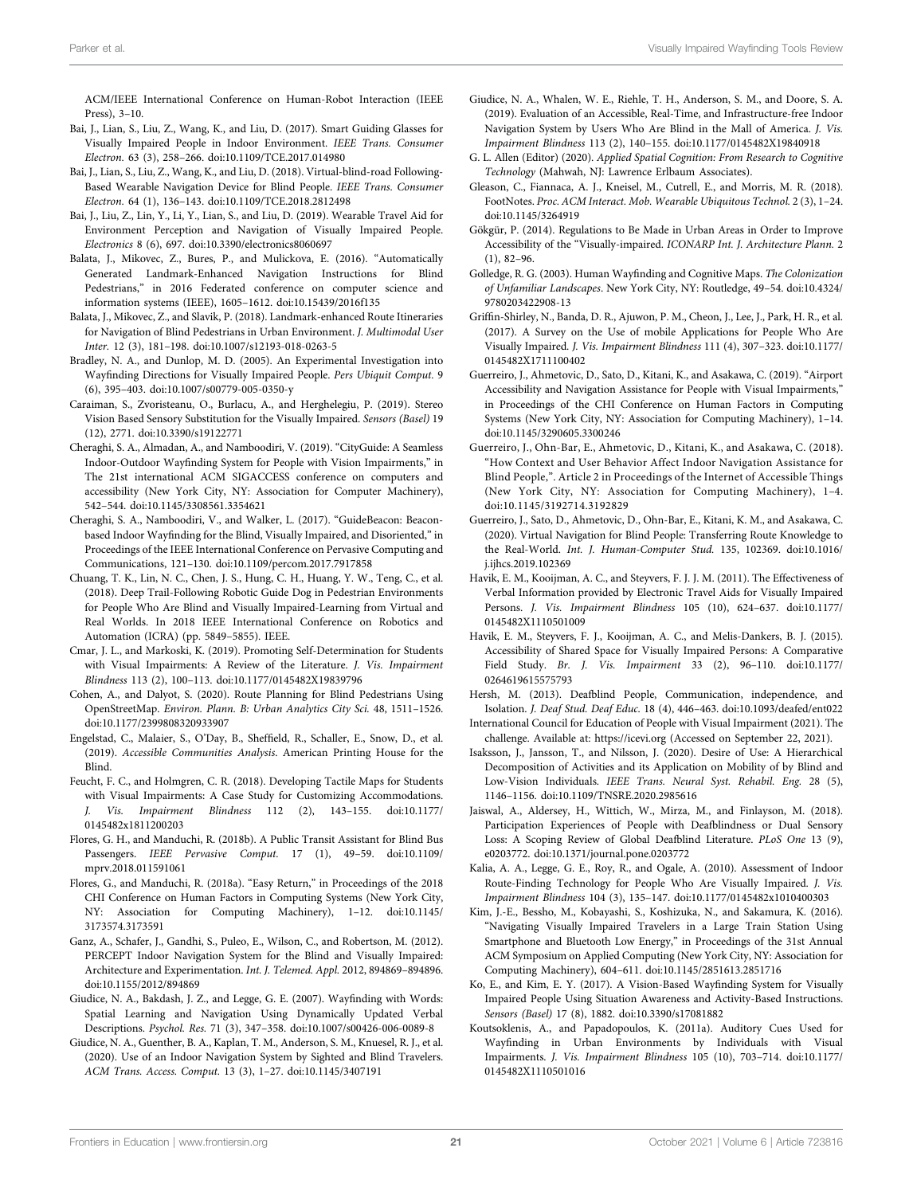ACM/IEEE International Conference on Human-Robot Interaction (IEEE Press), 3–10.

Bai, J., Lian, S., Liu, Z., Wang, K., and Liu, D. (2017). Smart Guiding Glasses for Visually Impaired People in Indoor Environment. *IEEE Trans. Consumer Electron.* 63 (3), 258–266. doi:10.1109/TCE.2017.014980

Bai, J., Lian, S., Liu, Z., Wang, K., and Liu, D. (2018). Virtual-blind-road Following-Based Wearable Navigation Device for Blind People. *IEEE Trans. Consumer Electron.* 64 (1), 136–143. doi:10.1109/TCE.2018.2812498

Bai, J., Liu, Z., Lin, Y., Li, Y., Lian, S., and Liu, D. (2019). Wearable Travel Aid for Environment Perception and Navigation of Visually Impaired People. *Electronics* 8 (6), 697. doi:10.3390/electronics8060697

Balata, J., Mikovec, Z., Bures, P., and Mulickova, E. (2016). "Automatically Generated Landmark-Enhanced Navigation Instructions for Blind Pedestrians," in 2016 Federated conference on computer science and information systems (IEEE), 1605–1612. doi:10.15439/2016f135

Balata, J., Mikovec, Z., and Slavik, P. (2018). Landmark-enhanced Route Itineraries for Navigation of Blind Pedestrians in Urban Environment. *J. Multimodal User Inter.* 12 (3), 181–198. doi:10.1007/s12193-018-0263-5

Bradley, N. A., and Dunlop, M. D. (2005). An Experimental Investigation into Wayfinding Directions for Visually Impaired People. *Pers Ubiquit Comput.* 9 (6), 395–403. doi:10.1007/s00779-005-0350-y

Caraiman, S., Zvoristeanu, O., Burlacu, A., and Herghelegiu, P. (2019). Stereo Vision Based Sensory Substitution for the Visually Impaired. *Sensors (Basel)* 19 (12), 2771. doi:10.3390/s19122771

Cheraghi, S. A., Almadan, A., and Namboodiri, V. (2019). "CityGuide: A Seamless Indoor-Outdoor Wayfinding System for People with Vision Impairments," in The 21st international ACM SIGACCESS conference on computers and accessibility (New York City, NY: Association for Computer Machinery), 542–544. doi:10.1145/3308561.3354621

Cheraghi, S. A., Namboodiri, V., and Walker, L. (2017). "GuideBeacon: Beacon-based Indoor Wayfinding for the Blind, Visually Impaired, and Disoriented," in Proceedings of the IEEE International Conference on Pervasive Computing and Communications, 121–130. doi:10.1109/percom.2017.7917858

Chuang, T. K., Lin, N. C., Chen, J. S., Hung, C. H., Huang, Y. W., Teng, C., et al. (2018). Deep Trail-Following Robotic Guide Dog in Pedestrian Environments for People Who Are Blind and Visually Impaired-Learning from Virtual and Real Worlds. In 2018 IEEE International Conference on Robotics and Automation (ICRA) (pp. 5849–5855). IEEE.

Cmar, J. L., and Markoski, K. (2019). Promoting Self-Determination for Students with Visual Impairments: A Review of the Literature. *J. Vis. Impairment Blindness* 113 (2), 100–113. doi:10.1177/0145482X19839796

Cohen, A., and Dalyot, S. (2020). Route Planning for Blind Pedestrians Using OpenStreetMap. *Environ. Plann. B: Urban Analytics City Sci.* 48, 1511–1526. doi:10.1177/2399808320933907

Engelstad, C., Malaier, S., O'Day, B., Sheffield, R., Schaller, E., Snow, D., et al. (2019). *Accessible Communities Analysis*. American Printing House for the Blind.

Feucht, F. C., and Holmgren, C. R. (2018). Developing Tactile Maps for Students with Visual Impairments: A Case Study for Customizing Accommodations. *J. Vis. Impairment Blindness* 112 (2), 143–155. doi:10.1177/0145482x1811200203

Flores, G. H., and Manduchi, R. (2018b). A Public Transit Assistant for Blind Bus Passengers. *IEEE Pervasive Comput.* 17 (1), 49–59. doi:10.1109/mprv.2018.011591061

Flores, G., and Manduchi, R. (2018a). "Easy Return," in Proceedings of the 2018 CHI Conference on Human Factors in Computing Systems (New York City, NY: Association for Computing Machinery), 1–12. doi:10.1145/3173574.3173591

Ganz, A., Schafer, J., Gandhi, S., Puleo, E., Wilson, C., and Robertson, M. (2012). PERCEPT Indoor Navigation System for the Blind and Visually Impaired: Architecture and Experimentation. *Int. J. Telemed. Appl.* 2012, 894869–894896. doi:10.1155/2012/894869

Giudice, N. A., Bakdash, J. Z., and Legge, G. E. (2007). Wayfinding with Words: Spatial Learning and Navigation Using Dynamically Updated Verbal Descriptions. *Psychol. Res.* 71 (3), 347–358. doi:10.1007/s00426-006-0089-8

Giudice, N. A., Guenther, B. A., Kaplan, T. M., Anderson, S. M., Knuesel, R. J., et al. (2020). Use of an Indoor Navigation System by Sighted and Blind Travelers. *ACM Trans. Access. Comput.* 13 (3), 1–27. doi:10.1145/3407191

Giudice, N. A., Whalen, W. E., Riehle, T. H., Anderson, S. M., and Doore, S. A. (2019). Evaluation of an Accessible, Real-Time, and Infrastructure-free Indoor Navigation System by Users Who Are Blind in the Mall of America. *J. Vis. Impairment Blindness* 113 (2), 140–155. doi:10.1177/0145482X19840918

G. L. Allen (Editor) (2020). *Applied Spatial Cognition: From Research to Cognitive Technology* (Mahwah, NJ: Lawrence Erlbaum Associates).

Gleason, C., Fiannaca, A. J., Kneisel, M., Cutrell, E., and Morris, M. R. (2018). FootNotes. *Proc. ACM Interact. Mob. Wearable Ubiquitous Technol.* 2 (3), 1–24. doi:10.1145/3264919

Gökgür, P. (2014). Regulations to Be Made in Urban Areas in Order to Improve Accessibility of the "Visually-impaired. *ICONARP Int. J. Architecture Plann.* 2 (1), 82–96.

Golledge, R. G. (2003). Human Wayfinding and Cognitive Maps. *The Colonization of Unfamiliar Landscapes*. New York City, NY: Routledge, 49–54. doi:10.4324/9780203422908-13

Griffin-Shirley, N., Banda, D. R., Ajuwon, P. M., Cheon, J., Lee, J., Park, H. R., et al. (2017). A Survey on the Use of mobile Applications for People Who Are Visually Impaired. *J. Vis. Impairment Blindness* 111 (4), 307–323. doi:10.1177/0145482X1711100402

Guerreiro, J., Ahmetovic, D., Sato, D., Kitani, K., and Asakawa, C. (2019). "Airport Accessibility and Navigation Assistance for People with Visual Impairments," in Proceedings of the CHI Conference on Human Factors in Computing Systems (New York City, NY: Association for Computing Machinery), 1–14. doi:10.1145/3290605.3300246

Guerreiro, J., Ohn-Bar, E., Ahmetovic, D., Kitani, K., and Asakawa, C. (2018). "How Context and User Behavior Affect Indoor Navigation Assistance for Blind People,". Article 2 in Proceedings of the Internet of Accessible Things (New York City, NY: Association for Computing Machinery), 1–4. doi:10.1145/3192714.3192829

Guerreiro, J., Sato, D., Ahmetovic, D., Ohn-Bar, E., Kitani, K. M., and Asakawa, C. (2020). Virtual Navigation for Blind People: Transferring Route Knowledge to the Real-World. *Int. J. Human-Computer Stud.* 135, 102369. doi:10.1016/j.ijhcs.2019.102369

Havik, E. M., Kooijman, A. C., and Steyvers, F. J. J. M. (2011). The Effectiveness of Verbal Information provided by Electronic Travel Aids for Visually Impaired Persons. *J. Vis. Impairment Blindness* 105 (10), 624–637. doi:10.1177/0145482X1110501009

Havik, E. M., Steyvers, F. J., Kooijman, A. C., and Melis-Dankers, B. J. (2015). Accessibility of Shared Space for Visually Impaired Persons: A Comparative Field Study. *Br. J. Vis. Impairment* 33 (2), 96–110. doi:10.1177/0264619615575793

Hersh, M. (2013). Deafblind People, Communication, independence, and Isolation. *J. Deaf Stud. Deaf Educ.* 18 (4), 446–463. doi:10.1093/deafed/ent022

International Council for Education of People with Visual Impairment (2021). The challenge. Available at: https://icevi.org (Accessed on September 22, 2021).

Isaksson, J., Jansson, T., and Nilsson, J. (2020). Desire of Use: A Hierarchical Decomposition of Activities and its Application on Mobility of by Blind and Low-Vision Individuals. *IEEE Trans. Neural Syst. Rehabil. Eng.* 28 (5), 1146–1156. doi:10.1109/TNSRE.2020.2985616

Jaiswal, A., Aldersey, H., Wittich, W., Mirza, M., and Finlayson, M. (2018). Participation Experiences of People with Deafblindness or Dual Sensory Loss: A Scoping Review of Global Deafblind Literature. *PLoS One* 13 (9), e0203772. doi:10.1371/journal.pone.0203772

Kalia, A. A., Legge, G. E., Roy, R., and Ogale, A. (2010). Assessment of Indoor Route-Finding Technology for People Who Are Visually Impaired. *J. Vis. Impairment Blindness* 104 (3), 135–147. doi:10.1177/0145482X1010400303

Kim, J.-E., Bessho, M., Kobayashi, S., Koshizuka, N., and Sakamura, K. (2016). "Navigating Visually Impaired Travelers in a Large Train Station Using Smartphone and Bluetooth Low Energy," in Proceedings of the 31st Annual ACM Symposium on Applied Computing (New York City, NY: Association for Computing Machinery), 604–611. doi:10.1145/2851613.2851716

Ko, E., and Kim, E. Y. (2017). A Vision-Based Wayfinding System for Visually Impaired People Using Situation Awareness and Activity-Based Instructions. *Sensors (Basel)* 17 (8), 1882. doi:10.3390/s17081882

Koutsoklenis, A., and Papadopoulos, K. (2011a). Auditory Cues Used for Wayfinding in Urban Environments by Individuals with Visual Impairments. *J. Vis. Impairment Blindness* 105 (10), 703–714. doi:10.1177/0145482X1110501016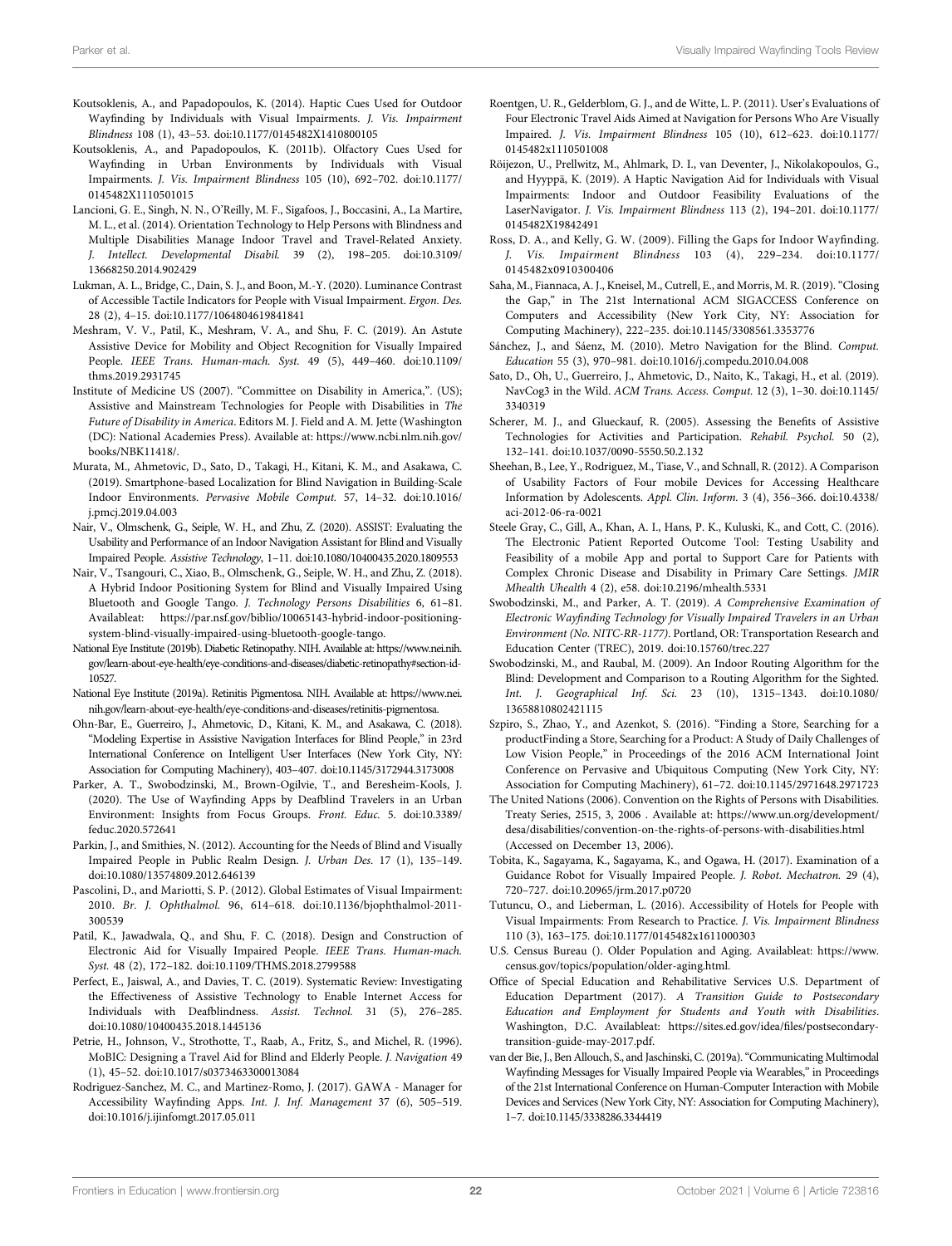Koutsoklenis, A., and Papadopoulos, K. (2014). Haptic Cues Used for Outdoor Wayfinding by Individuals with Visual Impairments. *J. Vis. Impairment Blindness* 108 (1), 43–53. doi:10.1177/0145482X1410800105

Koutsoklenis, A., and Papadopoulos, K. (2011b). Olfactory Cues Used for Wayfinding in Urban Environments by Individuals with Visual Impairments. *J. Vis. Impairment Blindness* 105 (10), 692–702. doi:10.1177/0145482X1110501015

Lancioni, G. E., Singh, N. N., O'Reilly, M. F., Sigafoos, J., Boccasini, A., La Martire, M. L., et al. (2014). Orientation Technology to Help Persons with Blindness and Multiple Disabilities Manage Indoor Travel and Travel-Related Anxiety. *J. Intellect. Developmental Disabil.* 39 (2), 198–205. doi:10.3109/13668250.2014.902429

Lukman, A. L., Bridge, C., Dain, S. J., and Boon, M.-Y. (2020). Luminance Contrast of Accessible Tactile Indicators for People with Visual Impairment. *Ergon. Des.* 28 (2), 4–15. doi:10.1177/1064804619841841

Meshram, V. V., Patil, K., Meshram, V. A., and Shu, F. C. (2019). An Astute Assistive Device for Mobility and Object Recognition for Visually Impaired People. *IEEE Trans. Human-mach. Syst.* 49 (5), 449–460. doi:10.1109/thms.2019.2931745

Institute of Medicine US (2007). "Committee on Disability in America,". (US); Assistive and Mainstream Technologies for People with Disabilities in *The Future of Disability in America*. Editors M. J. Field and A. M. Jette (Washington (DC): National Academies Press). Available at: https://www.ncbi.nlm.nih.gov/books/NBK11418/.

Murata, M., Ahmetovic, D., Sato, D., Takagi, H., Kitani, K. M., and Asakawa, C. (2019). Smartphone-based Localization for Blind Navigation in Building-Scale Indoor Environments. *Pervasive Mobile Comput.* 57, 14–32. doi:10.1016/j.pmcj.2019.04.003

Nair, V., Olmschenk, G., Seiple, W. H., and Zhu, Z. (2020). ASSIST: Evaluating the Usability and Performance of an Indoor Navigation Assistant for Blind and Visually Impaired People. *Assistive Technology*, 1–11. doi:10.1080/10400435.2020.1809553

Nair, V., Tsangouri, C., Xiao, B., Olmschenk, G., Seiple, W. H., and Zhu, Z. (2018). A Hybrid Indoor Positioning System for Blind and Visually Impaired Using Bluetooth and Google Tango. *J. Technology Persons Disabilities* 6, 61–81. Availableat: https://par.nsf.gov/biblio/10065143-hybrid-indoor-positioning-system-blind-visually-impaired-using-bluetooth-google-tango.

National Eye Institute (2019b). Diabetic Retinopathy. NIH. Available at: https://www.nei.nih.gov/learn-about-eye-health/eye-conditions-and-diseases/diabetic-retinopathy#section-id-10527.

National Eye Institute (2019a). Retinitis Pigmentosa. NIH. Available at: https://www.nei.nih.gov/learn-about-eye-health/eye-conditions-and-diseases/retinitis-pigmentosa.

Ohn-Bar, E., Guerreiro, J., Ahmetovic, D., Kitani, K. M., and Asakawa, C. (2018). "Modeling Expertise in Assistive Navigation Interfaces for Blind People," in 23rd International Conference on Intelligent User Interfaces (New York City, NY: Association for Computing Machinery), 403–407. doi:10.1145/3172944.3173008

Parker, A. T., Swobodzinski, M., Brown-Ogilvie, T., and Beresheim-Kools, J. (2020). The Use of Wayfinding Apps by Deafblind Travelers in an Urban Environment: Insights from Focus Groups. *Front. Educ.* 5. doi:10.3389/feduc.2020.572641

Parkin, J., and Smithies, N. (2012). Accounting for the Needs of Blind and Visually Impaired People in Public Realm Design. *J. Urban Des.* 17 (1), 135–149. doi:10.1080/13574809.2012.646139

Pascolini, D., and Mariotti, S. P. (2012). Global Estimates of Visual Impairment: 2010. *Br. J. Ophthalmol.* 96, 614–618. doi:10.1136/bjophthalmol-2011-300539

Patil, K., Jawadwala, Q., and Shu, F. C. (2018). Design and Construction of Electronic Aid for Visually Impaired People. *IEEE Trans. Human-mach. Syst.* 48 (2), 172–182. doi:10.1109/THMS.2018.2799588

Perfect, E., Jaiswal, A., and Davies, T. C. (2019). Systematic Review: Investigating the Effectiveness of Assistive Technology to Enable Internet Access for Individuals with Deafblindness. *Assist. Technol.* 31 (5), 276–285. doi:10.1080/10400435.2018.1445136

Petrie, H., Johnson, V., Strothotte, T., Raab, A., Fritz, S., and Michel, R. (1996). MoBIC: Designing a Travel Aid for Blind and Elderly People. *J. Navigation* 49 (1), 45–52. doi:10.1017/s0373463300013084

Rodriguez-Sanchez, M. C., and Martinez-Romo, J. (2017). GAWA - Manager for Accessibility Wayfinding Apps. *Int. J. Inf. Management* 37 (6), 505–519. doi:10.1016/j.ijinfomgt.2017.05.011

Roentgen, U. R., Gelderblom, G. J., and de Witte, L. P. (2011). User's Evaluations of Four Electronic Travel Aids Aimed at Navigation for Persons Who Are Visually Impaired. *J. Vis. Impairment Blindness* 105 (10), 612–623. doi:10.1177/0145482x1110501008

Röijezon, U., Prellwitz, M., Ahlmark, D. I., van Deventer, J., Nikolakopoulos, G., and Hyyppä, K. (2019). A Haptic Navigation Aid for Individuals with Visual Impairments: Indoor and Outdoor Feasibility Evaluations of the LaserNavigator. *J. Vis. Impairment Blindness* 113 (2), 194–201. doi:10.1177/0145482X19842491

Ross, D. A., and Kelly, G. W. (2009). Filling the Gaps for Indoor Wayfinding. *J. Vis. Impairment Blindness* 103 (4), 229–234. doi:10.1177/0145482x0910300406

Saha, M., Fiannaca, A. J., Kneisel, M., Cutrell, E., and Morris, M. R. (2019). "Closing the Gap," in The 21st International ACM SIGACCESS Conference on Computers and Accessibility (New York City, NY: Association for Computing Machinery), 222–235. doi:10.1145/3308561.3353776

Sánchez, J., and Sáenz, M. (2010). Metro Navigation for the Blind. *Comput. Education* 55 (3), 970–981. doi:10.1016/j.compedu.2010.04.008

Sato, D., Oh, U., Guerreiro, J., Ahmetovic, D., Naito, K., Takagi, H., et al. (2019). NavCog3 in the Wild. *ACM Trans. Access. Comput.* 12 (3), 1–30. doi:10.1145/3340319

Scherer, M. J., and Glueckauf, R. (2005). Assessing the Benefits of Assistive Technologies for Activities and Participation. *Rehabil. Psychol.* 50 (2), 132–141. doi:10.1037/0090-5550.50.2.132

Sheehan, B., Lee, Y., Rodriguez, M., Tiase, V., and Schnall, R. (2012). A Comparison of Usability Factors of Four mobile Devices for Accessing Healthcare Information by Adolescents. *Appl. Clin. Inform.* 3 (4), 356–366. doi:10.4338/aci-2012-06-ra-0021

Steele Gray, C., Gill, A., Khan, A. I., Hans, P. K., Kuluski, K., and Cott, C. (2016). The Electronic Patient Reported Outcome Tool: Testing Usability and Feasibility of a mobile App and portal to Support Care for Patients with Complex Chronic Disease and Disability in Primary Care Settings. *JMIR Mhealth Uhealth* 4 (2), e58. doi:10.2196/mhealth.5331

Swobodzinski, M., and Parker, A. T. (2019). *A Comprehensive Examination of Electronic Wayfinding Technology for Visually Impaired Travelers in an Urban Environment (No. NITC-RR-1177)*. Portland, OR: Transportation Research and Education Center (TREC), 2019. doi:10.15760/trec.227

Swobodzinski, M., and Raubal, M. (2009). An Indoor Routing Algorithm for the Blind: Development and Comparison to a Routing Algorithm for the Sighted. *Int. J. Geographical Inf. Sci.* 23 (10), 1315–1343. doi:10.1080/13658810802421115

Szpiro, S., Zhao, Y., and Azenkot, S. (2016). "Finding a Store, Searching for a productFinding a Store, Searching for a Product: A Study of Daily Challenges of Low Vision People," in Proceedings of the 2016 ACM International Joint Conference on Pervasive and Ubiquitous Computing (New York City, NY: Association for Computing Machinery), 61–72. doi:10.1145/2971648.2971723

The United Nations (2006). Convention on the Rights of Persons with Disabilities. Treaty Series, 2515, 3, 2006 . Available at: https://www.un.org/development/desa/disabilities/convention-on-the-rights-of-persons-with-disabilities.html (Accessed on December 13, 2006).

Tobita, K., Sagayama, K., Sagayama, K., and Ogawa, H. (2017). Examination of a Guidance Robot for Visually Impaired People. *J. Robot. Mechatron.* 29 (4), 720–727. doi:10.20965/jrm.2017.p0720

Tutuncu, O., and Lieberman, L. (2016). Accessibility of Hotels for People with Visual Impairments: From Research to Practice. *J. Vis. Impairment Blindness* 110 (3), 163–175. doi:10.1177/0145482x1611000303

U.S. Census Bureau (). Older Population and Aging. Availableat: https://www.census.gov/topics/population/older-aging.html.

Office of Special Education and Rehabilitative Services U.S. Department of Education Department (2017). *A Transition Guide to Postsecondary Education and Employment for Students and Youth with Disabilities*. Washington, D.C. Availableat: https://sites.ed.gov/idea/files/postsecondary-transition-guide-may-2017.pdf.

van der Bie, J., Ben Allouch, S., and Jaschinski, C. (2019a). "Communicating Multimodal Wayfinding Messages for Visually Impaired People via Wearables," in Proceedings of the 21st International Conference on Human-Computer Interaction with Mobile Devices and Services (New York City, NY: Association for Computing Machinery), 1–7. doi:10.1145/3338286.3344419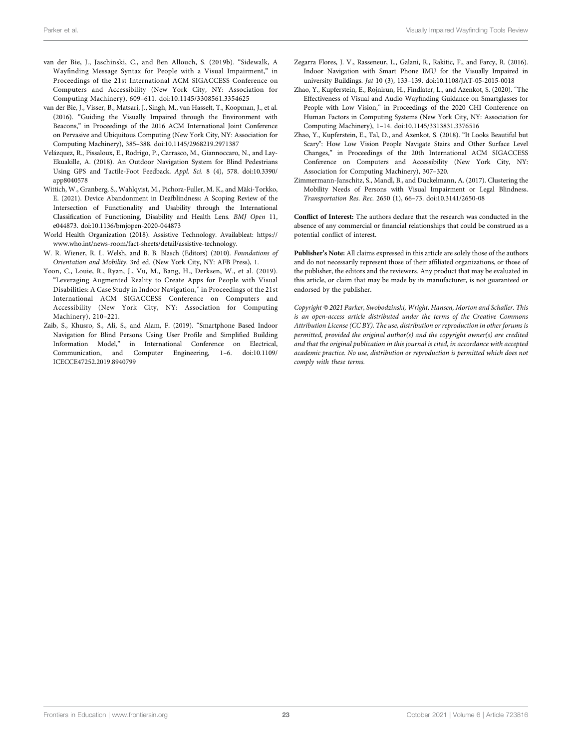van der Bie, J., Jaschinski, C., and Ben Allouch, S. (2019b). "Sidewalk, A Wayfinding Message Syntax for People with a Visual Impairment," in Proceedings of the 21st International ACM SIGACCESS Conference on Computers and Accessibility (New York City, NY: Association for Computing Machinery), 609–611. doi:10.1145/3308561.3354625

van der Bie, J., Visser, B., Matsari, J., Singh, M., van Hasselt, T., Koopman, J., et al. (2016). "Guiding the Visually Impaired through the Environment with Beacons," in Proceedings of the 2016 ACM International Joint Conference on Pervasive and Ubiquitous Computing (New York City, NY: Association for Computing Machinery), 385–388. doi:10.1145/2968219.2971387

Velázquez, R., Pissaloux, E., Rodrigo, P., Carrasco, M., Giannoccaro, N., and Lay-Ekuakille, A. (2018). An Outdoor Navigation System for Blind Pedestrians Using GPS and Tactile-Foot Feedback. *Appl. Sci.* 8 (4), 578. doi:10.3390/app8040578

Wittich, W., Granberg, S., Wahlqvist, M., Pichora-Fuller, M. K., and Mäki-Torkko, E. (2021). Device Abandonment in Deafblindness: A Scoping Review of the Intersection of Functionality and Usability through the International Classification of Functioning, Disability and Health Lens. *BMJ Open* 11, e044873. doi:10.1136/bmjopen-2020-044873

World Health Organization (2018). Assistive Technology. Availableat: https://www.who.int/news-room/fact-sheets/detail/assistive-technology.

W. R. Wiener, R. L. Welsh, and B. B. Blasch (Editors) (2010). *Foundations of Orientation and Mobility*. 3rd ed. (New York City, NY: AFB Press), 1.

Yoon, C., Louie, R., Ryan, J., Vu, M., Bang, H., Derksen, W., et al. (2019). "Leveraging Augmented Reality to Create Apps for People with Visual Disabilities: A Case Study in Indoor Navigation," in Proceedings of the 21st International ACM SIGACCESS Conference on Computers and Accessibility (New York City, NY: Association for Computing Machinery), 210–221.

Zaib, S., Khusro, S., Ali, S., and Alam, F. (2019). "Smartphone Based Indoor Navigation for Blind Persons Using User Profile and Simplified Building Information Model," in International Conference on Electrical, Communication, and Computer Engineering, 1–6. doi:10.1109/ICECCE47252.2019.8940799

Zegarra Flores, J. V., Rasseneur, L., Galani, R., Rakitic, F., and Farcy, R. (2016). Indoor Navigation with Smart Phone IMU for the Visually Impaired in university Buildings. *Jat* 10 (3), 133–139. doi:10.1108/JAT-05-2015-0018

Zhao, Y., Kupferstein, E., Rojnirun, H., Findlater, L., and Azenkot, S. (2020). "The Effectiveness of Visual and Audio Wayfinding Guidance on Smartglasses for People with Low Vision," in Proceedings of the 2020 CHI Conference on Human Factors in Computing Systems (New York City, NY: Association for Computing Machinery), 1–14. doi:10.1145/3313831.3376516

Zhao, Y., Kupferstein, E., Tal, D., and Azenkot, S. (2018). "It Looks Beautiful but Scary": How Low Vision People Navigate Stairs and Other Surface Level Changes," in Proceedings of the 20th International ACM SIGACCESS Conference on Computers and Accessibility (New York City, NY: Association for Computing Machinery), 307–320.

Zimmermann-Janschitz, S., Mandl, B., and Dückelmann, A. (2017). Clustering the Mobility Needs of Persons with Visual Impairment or Legal Blindness. *Transportation Res. Rec.* 2650 (1), 66–73. doi:10.3141/2650-08

**Conflict of Interest:** The authors declare that the research was conducted in the absence of any commercial or financial relationships that could be construed as a potential conflict of interest.

**Publisher's Note:** All claims expressed in this article are solely those of the authors and do not necessarily represent those of their affiliated organizations, or those of the publisher, the editors and the reviewers. Any product that may be evaluated in this article, or claim that may be made by its manufacturer, is not guaranteed or endorsed by the publisher.

*Copyright © 2021 Parker, Swobodzinski, Wright, Hansen, Morton and Schaller. This is an open-access article distributed under the terms of the Creative Commons Attribution License (CC BY). The use, distribution or reproduction in other forums is permitted, provided the original author(s) and the copyright owner(s) are credited and that the original publication in this journal is cited, in accordance with accepted academic practice. No use, distribution or reproduction is permitted which does not comply with these terms.*